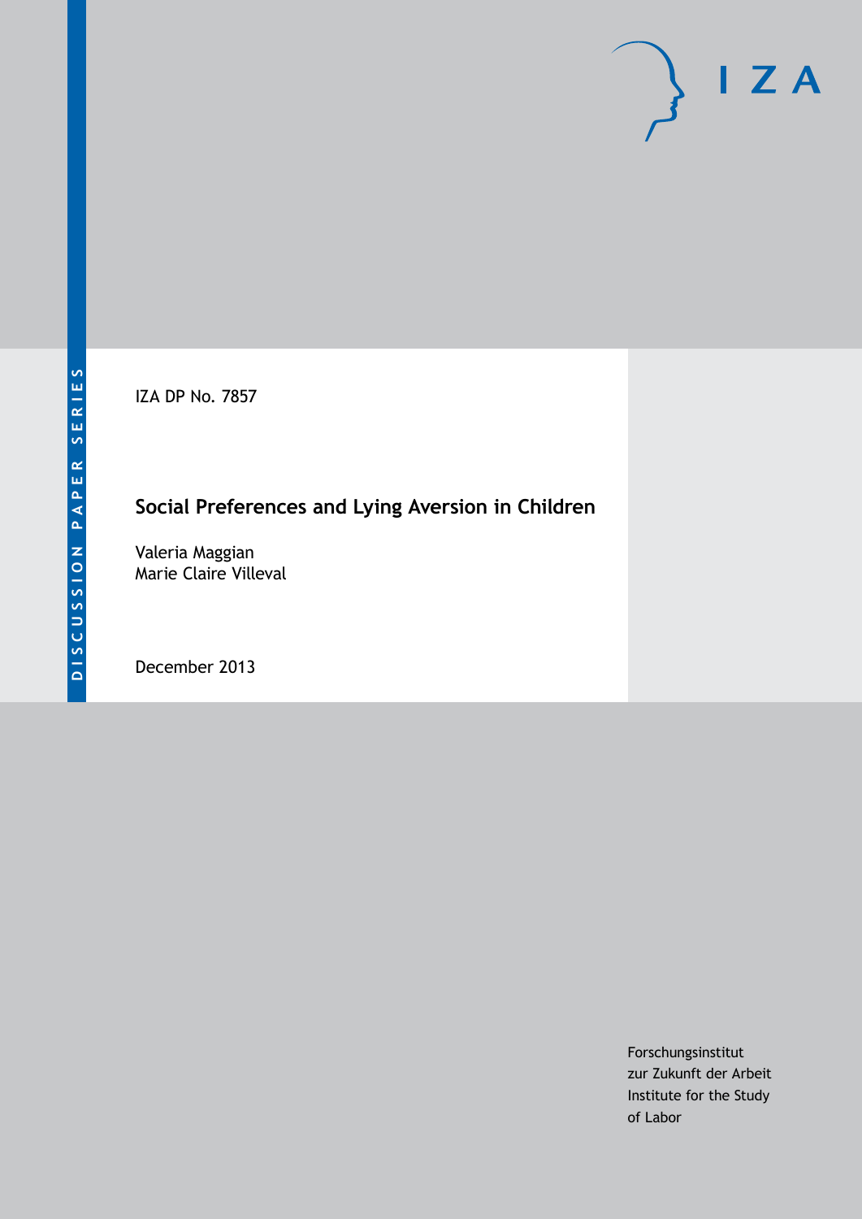DISCUSSION PAPER SERIES

IZA

IZA DP No. 7857

# Social Preferences and Lying Aversion in Children

Valeria Maggian
Marie Claire Villeval

December 2013

Forschungsinstitut
zur Zukunft der Arbeit
Institute for the Study
of Labor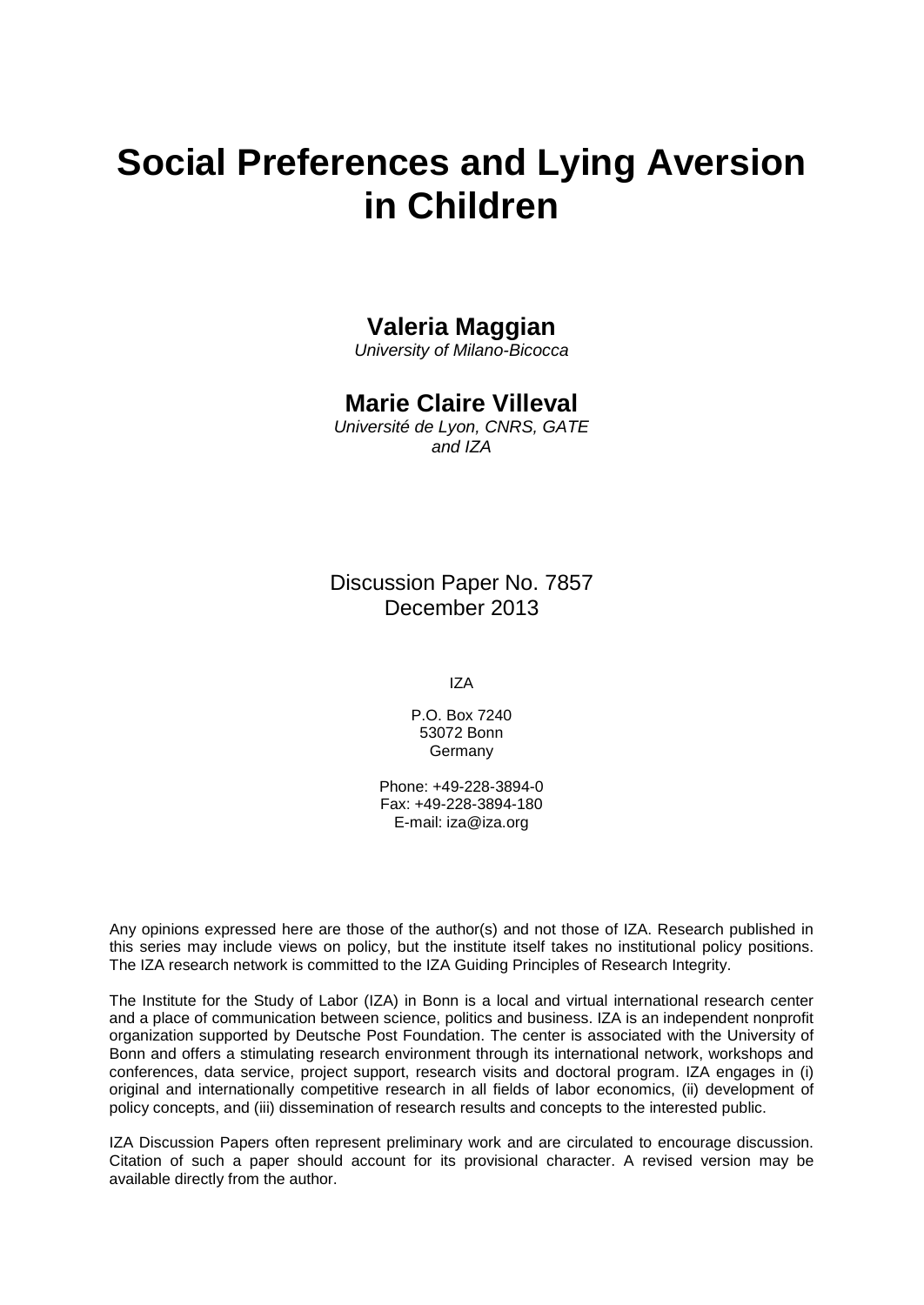# Social Preferences and Lying Aversion in Children

**Valeria Maggian**
*University of Milano-Bicocca*

**Marie Claire Villeval**
*Université de Lyon, CNRS, GATE and IZA*

Discussion Paper No. 7857
December 2013

IZA

P.O. Box 7240
53072 Bonn
Germany

Phone: +49-228-3894-0
Fax: +49-228-3894-180
E-mail: iza@iza.org

Any opinions expressed here are those of the author(s) and not those of IZA. Research published in this series may include views on policy, but the institute itself takes no institutional policy positions. The IZA research network is committed to the IZA Guiding Principles of Research Integrity.

The Institute for the Study of Labor (IZA) in Bonn is a local and virtual international research center and a place of communication between science, politics and business. IZA is an independent nonprofit organization supported by Deutsche Post Foundation. The center is associated with the University of Bonn and offers a stimulating research environment through its international network, workshops and conferences, data service, project support, research visits and doctoral program. IZA engages in (i) original and internationally competitive research in all fields of labor economics, (ii) development of policy concepts, and (iii) dissemination of research results and concepts to the interested public.

IZA Discussion Papers often represent preliminary work and are circulated to encourage discussion. Citation of such a paper should account for its provisional character. A revised version may be available directly from the author.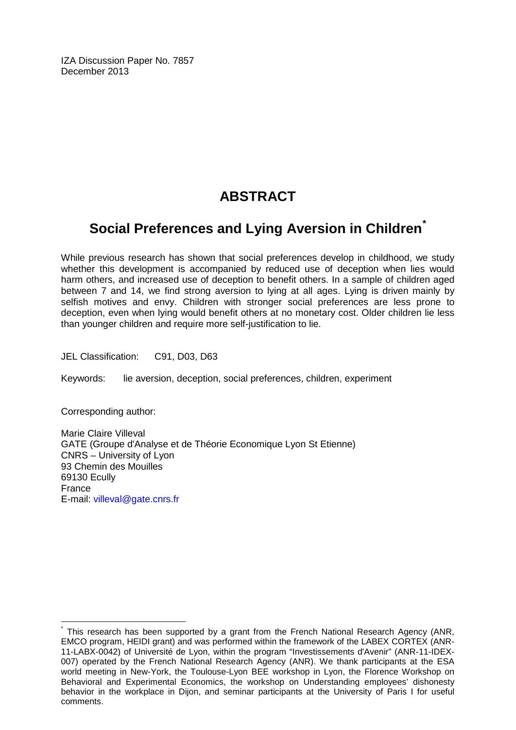IZA Discussion Paper No. 7857
December 2013

# ABSTRACT

## Social Preferences and Lying Aversion in Children*

While previous research has shown that social preferences develop in childhood, we study whether this development is accompanied by reduced use of deception when lies would harm others, and increased use of deception to benefit others. In a sample of children aged between 7 and 14, we find strong aversion to lying at all ages. Lying is driven mainly by selfish motives and envy. Children with stronger social preferences are less prone to deception, even when lying would benefit others at no monetary cost. Older children lie less than younger children and require more self-justification to lie.

JEL Classification: C91, D03, D63

Keywords: lie aversion, deception, social preferences, children, experiment

Corresponding author:

Marie Claire Villeval
GATE (Groupe d'Analyse et de Théorie Economique Lyon St Etienne)
CNRS – University of Lyon
93 Chemin des Mouilles
69130 Ecully
France
E-mail: villeval@gate.cnrs.fr

---

* This research has been supported by a grant from the French National Research Agency (ANR, EMCO program, HEIDI grant) and was performed within the framework of the LABEX CORTEX (ANR-11-LABX-0042) of Université de Lyon, within the program "Investissements d'Avenir" (ANR-11-IDEX-007) operated by the French National Research Agency (ANR). We thank participants at the ESA world meeting in New-York, the Toulouse-Lyon BEE workshop in Lyon, the Florence Workshop on Behavioral and Experimental Economics, the workshop on Understanding employees' dishonesty behavior in the workplace in Dijon, and seminar participants at the University of Paris I for useful comments.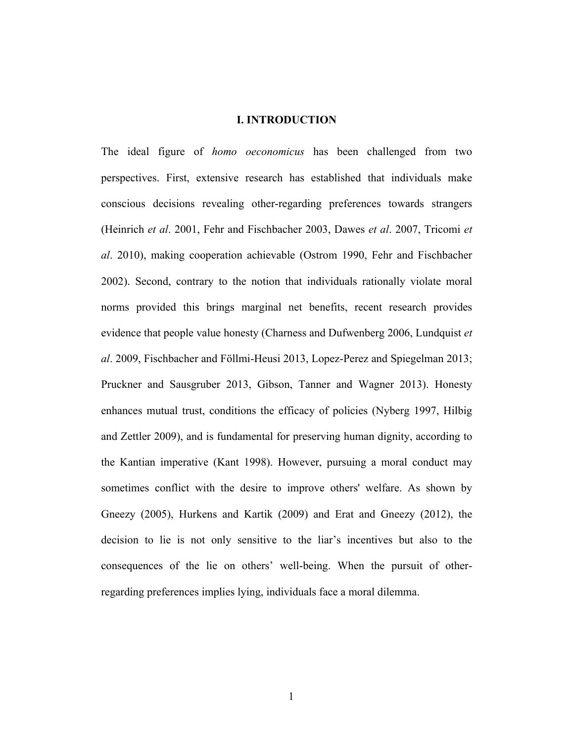# I. INTRODUCTION

The ideal figure of *homo oeconomicus* has been challenged from two perspectives. First, extensive research has established that individuals make conscious decisions revealing other-regarding preferences towards strangers (Heinrich *et al*. 2001, Fehr and Fischbacher 2003, Dawes *et al*. 2007, Tricomi *et al*. 2010), making cooperation achievable (Ostrom 1990, Fehr and Fischbacher 2002). Second, contrary to the notion that individuals rationally violate moral norms provided this brings marginal net benefits, recent research provides evidence that people value honesty (Charness and Dufwenberg 2006, Lundquist *et al*. 2009, Fischbacher and Föllmi-Heusi 2013, Lopez-Perez and Spiegelman 2013; Pruckner and Sausgruber 2013, Gibson, Tanner and Wagner 2013). Honesty enhances mutual trust, conditions the efficacy of policies (Nyberg 1997, Hilbig and Zettler 2009), and is fundamental for preserving human dignity, according to the Kantian imperative (Kant 1998). However, pursuing a moral conduct may sometimes conflict with the desire to improve others' welfare. As shown by Gneezy (2005), Hurkens and Kartik (2009) and Erat and Gneezy (2012), the decision to lie is not only sensitive to the liar's incentives but also to the consequences of the lie on others' well-being. When the pursuit of other-regarding preferences implies lying, individuals face a moral dilemma.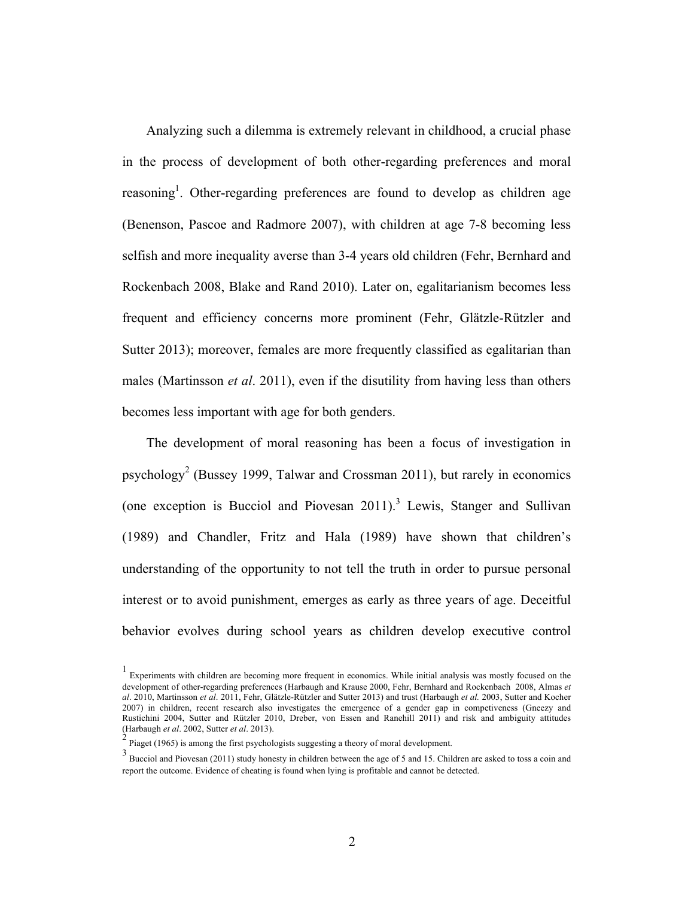Analyzing such a dilemma is extremely relevant in childhood, a crucial phase in the process of development of both other-regarding preferences and moral reasoning[1]. Other-regarding preferences are found to develop as children age (Benenson, Pascoe and Radmore 2007), with children at age 7-8 becoming less selfish and more inequality averse than 3-4 years old children (Fehr, Bernhard and Rockenbach 2008, Blake and Rand 2010). Later on, egalitarianism becomes less frequent and efficiency concerns more prominent (Fehr, Glätzle-Rützler and Sutter 2013); moreover, females are more frequently classified as egalitarian than males (Martinsson *et al*. 2011), even if the disutility from having less than others becomes less important with age for both genders.

The development of moral reasoning has been a focus of investigation in psychology[2] (Bussey 1999, Talwar and Crossman 2011), but rarely in economics (one exception is Bucciol and Piovesan 2011).[3] Lewis, Stanger and Sullivan (1989) and Chandler, Fritz and Hala (1989) have shown that children's understanding of the opportunity to not tell the truth in order to pursue personal interest or to avoid punishment, emerges as early as three years of age. Deceitful behavior evolves during school years as children develop executive control

---

[1] Experiments with children are becoming more frequent in economics. While initial analysis was mostly focused on the development of other-regarding preferences (Harbaugh and Krause 2000, Fehr, Bernhard and Rockenbach 2008, Almas *et al*. 2010, Martinsson *et al*. 2011, Fehr, Glätzle-Rützler and Sutter 2013) and trust (Harbaugh *et al.* 2003, Sutter and Kocher 2007) in children, recent research also investigates the emergence of a gender gap in competiveness (Gneezy and Rustichini 2004, Sutter and Rützler 2010, Dreber, von Essen and Ranehill 2011) and risk and ambiguity attitudes (Harbaugh *et al*. 2002, Sutter *et al*. 2013).

[2] Piaget (1965) is among the first psychologists suggesting a theory of moral development.

[3] Bucciol and Piovesan (2011) study honesty in children between the age of 5 and 15. Children are asked to toss a coin and report the outcome. Evidence of cheating is found when lying is profitable and cannot be detected.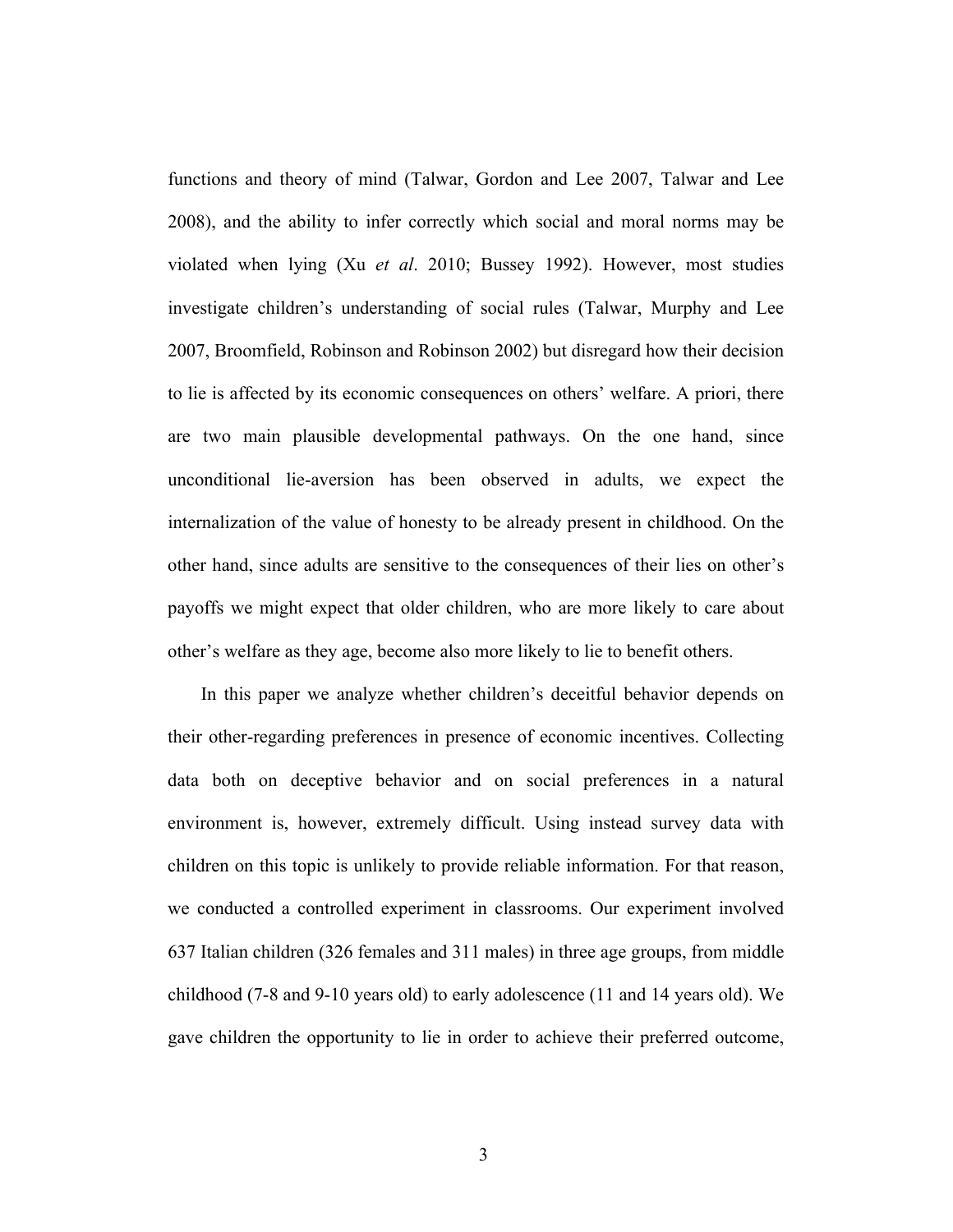functions and theory of mind (Talwar, Gordon and Lee 2007, Talwar and Lee 2008), and the ability to infer correctly which social and moral norms may be violated when lying (Xu *et al*. 2010; Bussey 1992). However, most studies investigate children's understanding of social rules (Talwar, Murphy and Lee 2007, Broomfield, Robinson and Robinson 2002) but disregard how their decision to lie is affected by its economic consequences on others' welfare. A priori, there are two main plausible developmental pathways. On the one hand, since unconditional lie-aversion has been observed in adults, we expect the internalization of the value of honesty to be already present in childhood. On the other hand, since adults are sensitive to the consequences of their lies on other's payoffs we might expect that older children, who are more likely to care about other's welfare as they age, become also more likely to lie to benefit others.

In this paper we analyze whether children's deceitful behavior depends on their other-regarding preferences in presence of economic incentives. Collecting data both on deceptive behavior and on social preferences in a natural environment is, however, extremely difficult. Using instead survey data with children on this topic is unlikely to provide reliable information. For that reason, we conducted a controlled experiment in classrooms. Our experiment involved 637 Italian children (326 females and 311 males) in three age groups, from middle childhood (7-8 and 9-10 years old) to early adolescence (11 and 14 years old). We gave children the opportunity to lie in order to achieve their preferred outcome,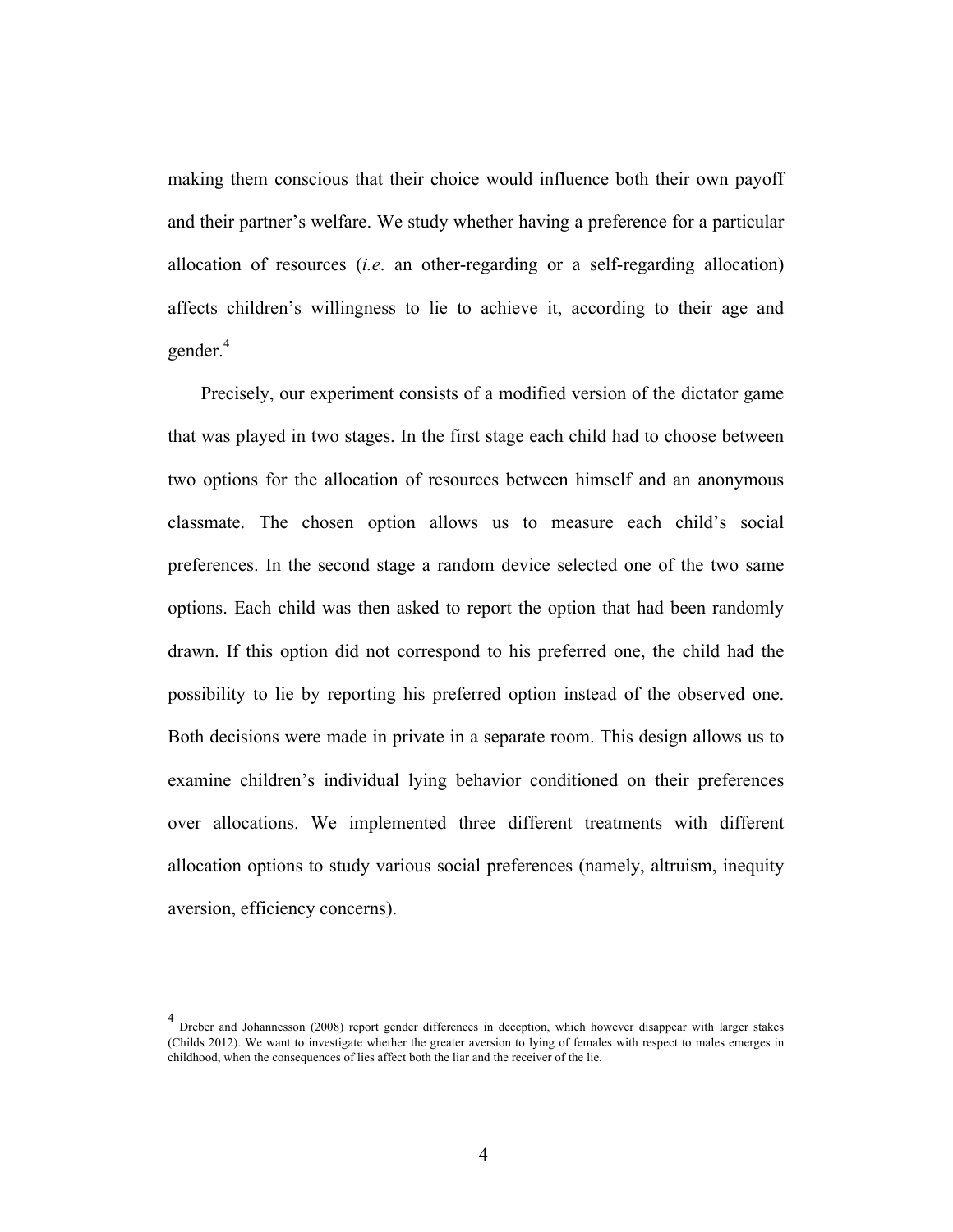making them conscious that their choice would influence both their own payoff and their partner's welfare. We study whether having a preference for a particular allocation of resources (*i.e*. an other-regarding or a self-regarding allocation) affects children's willingness to lie to achieve it, according to their age and gender.[4]

Precisely, our experiment consists of a modified version of the dictator game that was played in two stages. In the first stage each child had to choose between two options for the allocation of resources between himself and an anonymous classmate. The chosen option allows us to measure each child's social preferences. In the second stage a random device selected one of the two same options. Each child was then asked to report the option that had been randomly drawn. If this option did not correspond to his preferred one, the child had the possibility to lie by reporting his preferred option instead of the observed one. Both decisions were made in private in a separate room. This design allows us to examine children's individual lying behavior conditioned on their preferences over allocations. We implemented three different treatments with different allocation options to study various social preferences (namely, altruism, inequity aversion, efficiency concerns).

[4] Dreber and Johannesson (2008) report gender differences in deception, which however disappear with larger stakes (Childs 2012). We want to investigate whether the greater aversion to lying of females with respect to males emerges in childhood, when the consequences of lies affect both the liar and the receiver of the lie.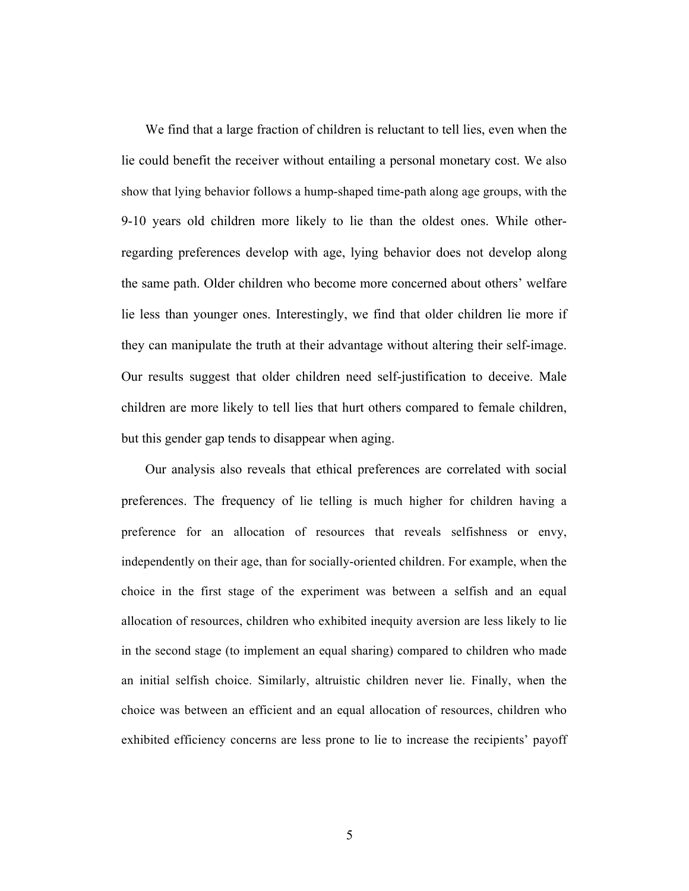We find that a large fraction of children is reluctant to tell lies, even when the lie could benefit the receiver without entailing a personal monetary cost. We also show that lying behavior follows a hump-shaped time-path along age groups, with the 9-10 years old children more likely to lie than the oldest ones. While other-regarding preferences develop with age, lying behavior does not develop along the same path. Older children who become more concerned about others' welfare lie less than younger ones. Interestingly, we find that older children lie more if they can manipulate the truth at their advantage without altering their self-image. Our results suggest that older children need self-justification to deceive. Male children are more likely to tell lies that hurt others compared to female children, but this gender gap tends to disappear when aging.

Our analysis also reveals that ethical preferences are correlated with social preferences. The frequency of lie telling is much higher for children having a preference for an allocation of resources that reveals selfishness or envy, independently on their age, than for socially-oriented children. For example, when the choice in the first stage of the experiment was between a selfish and an equal allocation of resources, children who exhibited inequity aversion are less likely to lie in the second stage (to implement an equal sharing) compared to children who made an initial selfish choice. Similarly, altruistic children never lie. Finally, when the choice was between an efficient and an equal allocation of resources, children who exhibited efficiency concerns are less prone to lie to increase the recipients' payoff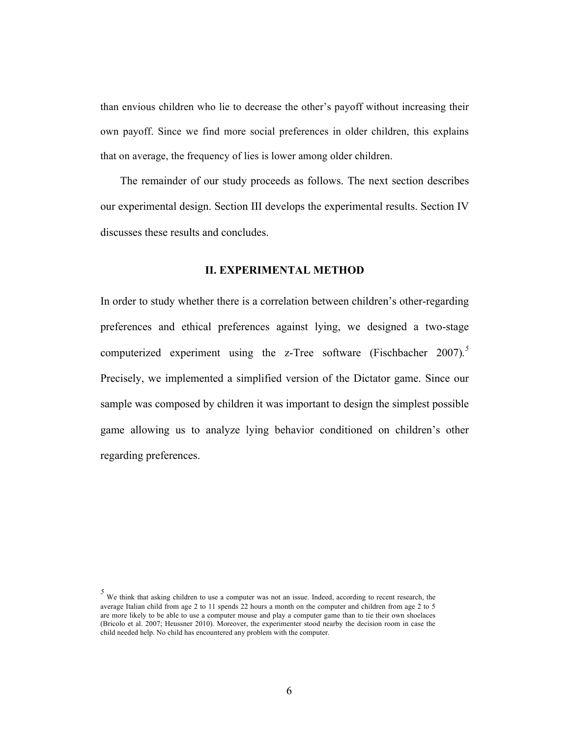than envious children who lie to decrease the other's payoff without increasing their own payoff. Since we find more social preferences in older children, this explains that on average, the frequency of lies is lower among older children.

The remainder of our study proceeds as follows. The next section describes our experimental design. Section III develops the experimental results. Section IV discusses these results and concludes.

## II. EXPERIMENTAL METHOD

In order to study whether there is a correlation between children's other-regarding preferences and ethical preferences against lying, we designed a two-stage computerized experiment using the z-Tree software (Fischbacher 2007).[5] Precisely, we implemented a simplified version of the Dictator game. Since our sample was composed by children it was important to design the simplest possible game allowing us to analyze lying behavior conditioned on children's other regarding preferences.

[5] We think that asking children to use a computer was not an issue. Indeed, according to recent research, the average Italian child from age 2 to 11 spends 22 hours a month on the computer and children from age 2 to 5 are more likely to be able to use a computer mouse and play a computer game than to tie their own shoelaces (Bricolo et al. 2007; Heussner 2010). Moreover, the experimenter stood nearby the decision room in case the child needed help. No child has encountered any problem with the computer.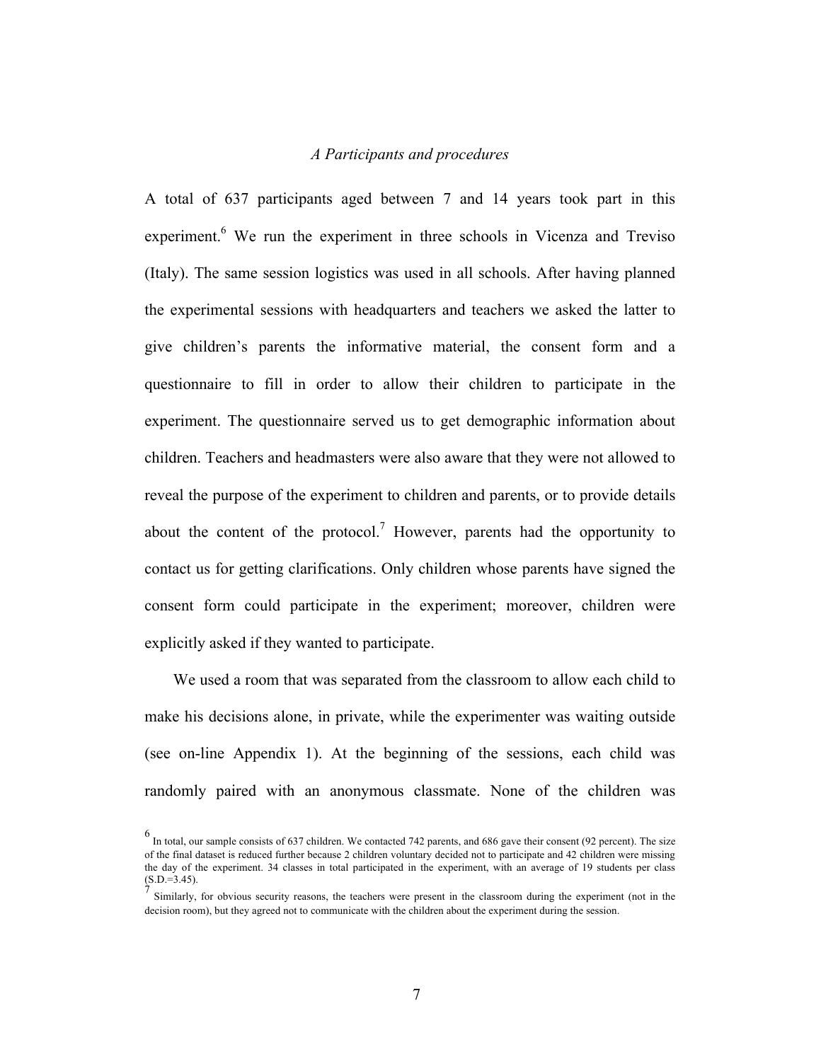### *A Participants and procedures*

A total of 637 participants aged between 7 and 14 years took part in this experiment.[6] We run the experiment in three schools in Vicenza and Treviso (Italy). The same session logistics was used in all schools. After having planned the experimental sessions with headquarters and teachers we asked the latter to give children's parents the informative material, the consent form and a questionnaire to fill in order to allow their children to participate in the experiment. The questionnaire served us to get demographic information about children. Teachers and headmasters were also aware that they were not allowed to reveal the purpose of the experiment to children and parents, or to provide details about the content of the protocol.[7] However, parents had the opportunity to contact us for getting clarifications. Only children whose parents have signed the consent form could participate in the experiment; moreover, children were explicitly asked if they wanted to participate.

We used a room that was separated from the classroom to allow each child to make his decisions alone, in private, while the experimenter was waiting outside (see on-line Appendix 1). At the beginning of the sessions, each child was randomly paired with an anonymous classmate. None of the children was

[6] In total, our sample consists of 637 children. We contacted 742 parents, and 686 gave their consent (92 percent). The size of the final dataset is reduced further because 2 children voluntary decided not to participate and 42 children were missing the day of the experiment. 34 classes in total participated in the experiment, with an average of 19 students per class (S.D.=3.45).

[7] Similarly, for obvious security reasons, the teachers were present in the classroom during the experiment (not in the decision room), but they agreed not to communicate with the children about the experiment during the session.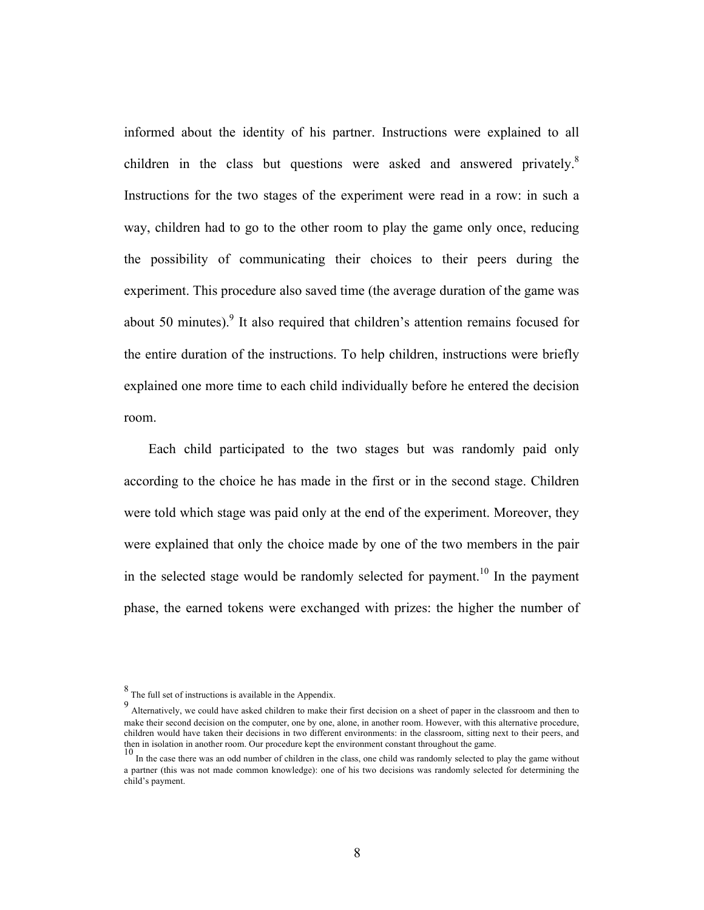informed about the identity of his partner. Instructions were explained to all children in the class but questions were asked and answered privately.[8] Instructions for the two stages of the experiment were read in a row: in such a way, children had to go to the other room to play the game only once, reducing the possibility of communicating their choices to their peers during the experiment. This procedure also saved time (the average duration of the game was about 50 minutes).[9] It also required that children's attention remains focused for the entire duration of the instructions. To help children, instructions were briefly explained one more time to each child individually before he entered the decision room.

Each child participated to the two stages but was randomly paid only according to the choice he has made in the first or in the second stage. Children were told which stage was paid only at the end of the experiment. Moreover, they were explained that only the choice made by one of the two members in the pair in the selected stage would be randomly selected for payment.[10] In the payment phase, the earned tokens were exchanged with prizes: the higher the number of

---

[8] The full set of instructions is available in the Appendix.

[9] Alternatively, we could have asked children to make their first decision on a sheet of paper in the classroom and then to make their second decision on the computer, one by one, alone, in another room. However, with this alternative procedure, children would have taken their decisions in two different environments: in the classroom, sitting next to their peers, and then in isolation in another room. Our procedure kept the environment constant throughout the game.

[10] In the case there was an odd number of children in the class, one child was randomly selected to play the game without a partner (this was not made common knowledge): one of his two decisions was randomly selected for determining the child's payment.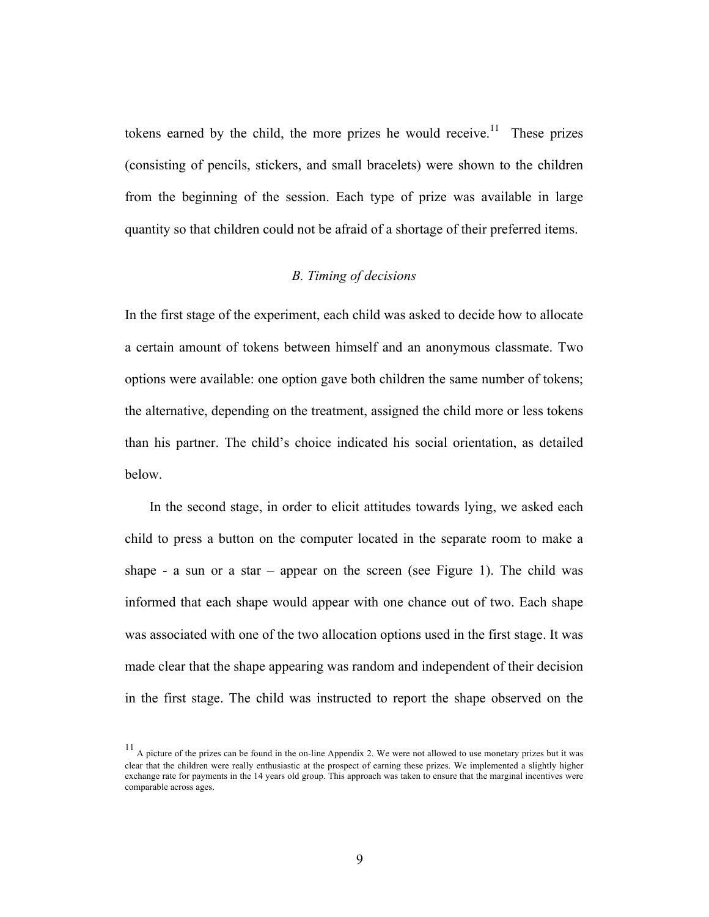tokens earned by the child, the more prizes he would receive.[11] These prizes (consisting of pencils, stickers, and small bracelets) were shown to the children from the beginning of the session. Each type of prize was available in large quantity so that children could not be afraid of a shortage of their preferred items.

### *B. Timing of decisions*

In the first stage of the experiment, each child was asked to decide how to allocate a certain amount of tokens between himself and an anonymous classmate. Two options were available: one option gave both children the same number of tokens; the alternative, depending on the treatment, assigned the child more or less tokens than his partner. The child's choice indicated his social orientation, as detailed below.

In the second stage, in order to elicit attitudes towards lying, we asked each child to press a button on the computer located in the separate room to make a shape - a sun or a star – appear on the screen (see Figure 1). The child was informed that each shape would appear with one chance out of two. Each shape was associated with one of the two allocation options used in the first stage. It was made clear that the shape appearing was random and independent of their decision in the first stage. The child was instructed to report the shape observed on the

[11] A picture of the prizes can be found in the on-line Appendix 2. We were not allowed to use monetary prizes but it was clear that the children were really enthusiastic at the prospect of earning these prizes. We implemented a slightly higher exchange rate for payments in the 14 years old group. This approach was taken to ensure that the marginal incentives were comparable across ages.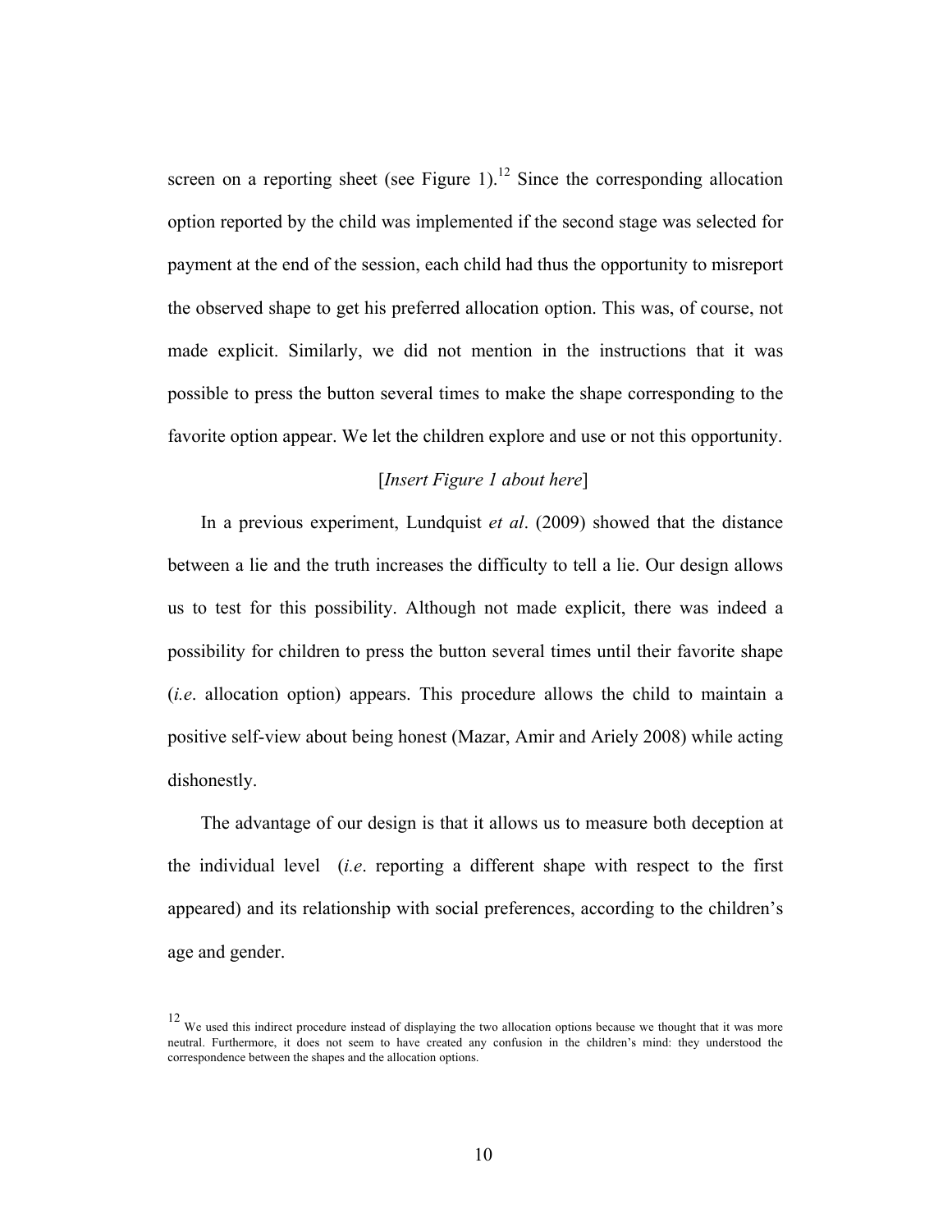screen on a reporting sheet (see Figure 1).[12] Since the corresponding allocation option reported by the child was implemented if the second stage was selected for payment at the end of the session, each child had thus the opportunity to misreport the observed shape to get his preferred allocation option. This was, of course, not made explicit. Similarly, we did not mention in the instructions that it was possible to press the button several times to make the shape corresponding to the favorite option appear. We let the children explore and use or not this opportunity.

[*Insert Figure 1 about here*]

In a previous experiment, Lundquist *et al*. (2009) showed that the distance between a lie and the truth increases the difficulty to tell a lie. Our design allows us to test for this possibility. Although not made explicit, there was indeed a possibility for children to press the button several times until their favorite shape (*i.e*. allocation option) appears. This procedure allows the child to maintain a positive self-view about being honest (Mazar, Amir and Ariely 2008) while acting dishonestly.

The advantage of our design is that it allows us to measure both deception at the individual level (*i.e*. reporting a different shape with respect to the first appeared) and its relationship with social preferences, according to the children's age and gender.

[12] We used this indirect procedure instead of displaying the two allocation options because we thought that it was more neutral. Furthermore, it does not seem to have created any confusion in the children's mind: they understood the correspondence between the shapes and the allocation options.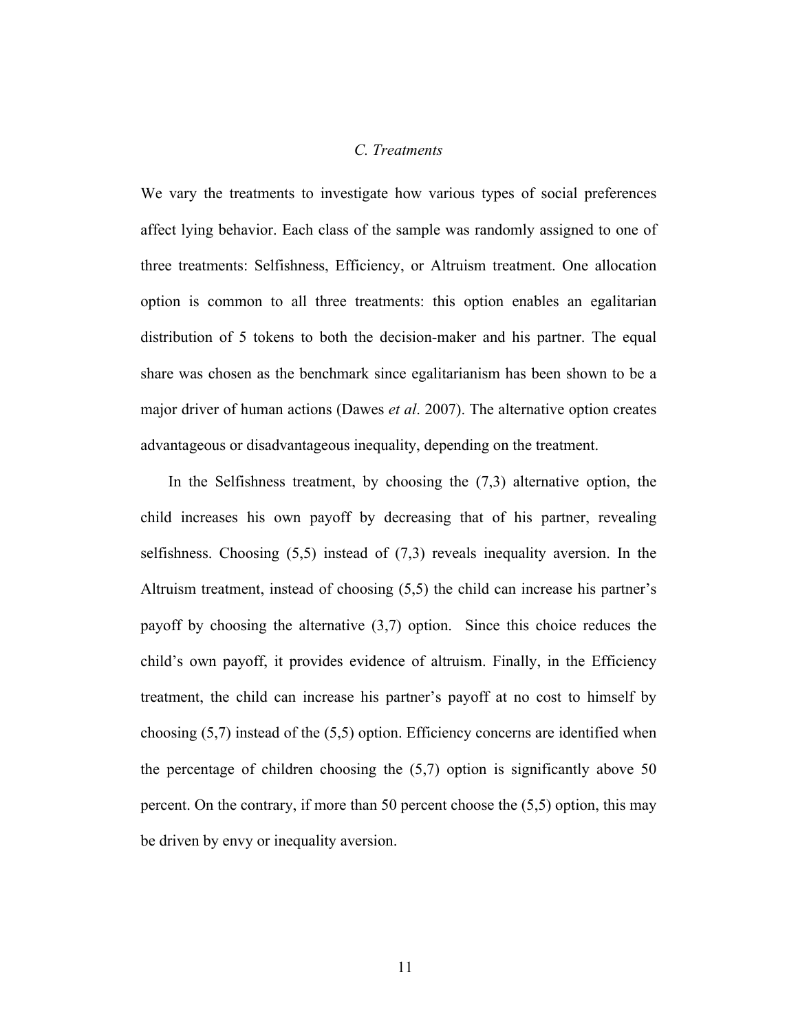### *C. Treatments*

We vary the treatments to investigate how various types of social preferences affect lying behavior. Each class of the sample was randomly assigned to one of three treatments: Selfishness, Efficiency, or Altruism treatment. One allocation option is common to all three treatments: this option enables an egalitarian distribution of 5 tokens to both the decision-maker and his partner. The equal share was chosen as the benchmark since egalitarianism has been shown to be a major driver of human actions (Dawes *et al*. 2007). The alternative option creates advantageous or disadvantageous inequality, depending on the treatment.

In the Selfishness treatment, by choosing the (7,3) alternative option, the child increases his own payoff by decreasing that of his partner, revealing selfishness. Choosing (5,5) instead of (7,3) reveals inequality aversion. In the Altruism treatment, instead of choosing (5,5) the child can increase his partner's payoff by choosing the alternative (3,7) option. Since this choice reduces the child's own payoff, it provides evidence of altruism. Finally, in the Efficiency treatment, the child can increase his partner's payoff at no cost to himself by choosing (5,7) instead of the (5,5) option. Efficiency concerns are identified when the percentage of children choosing the (5,7) option is significantly above 50 percent. On the contrary, if more than 50 percent choose the (5,5) option, this may be driven by envy or inequality aversion.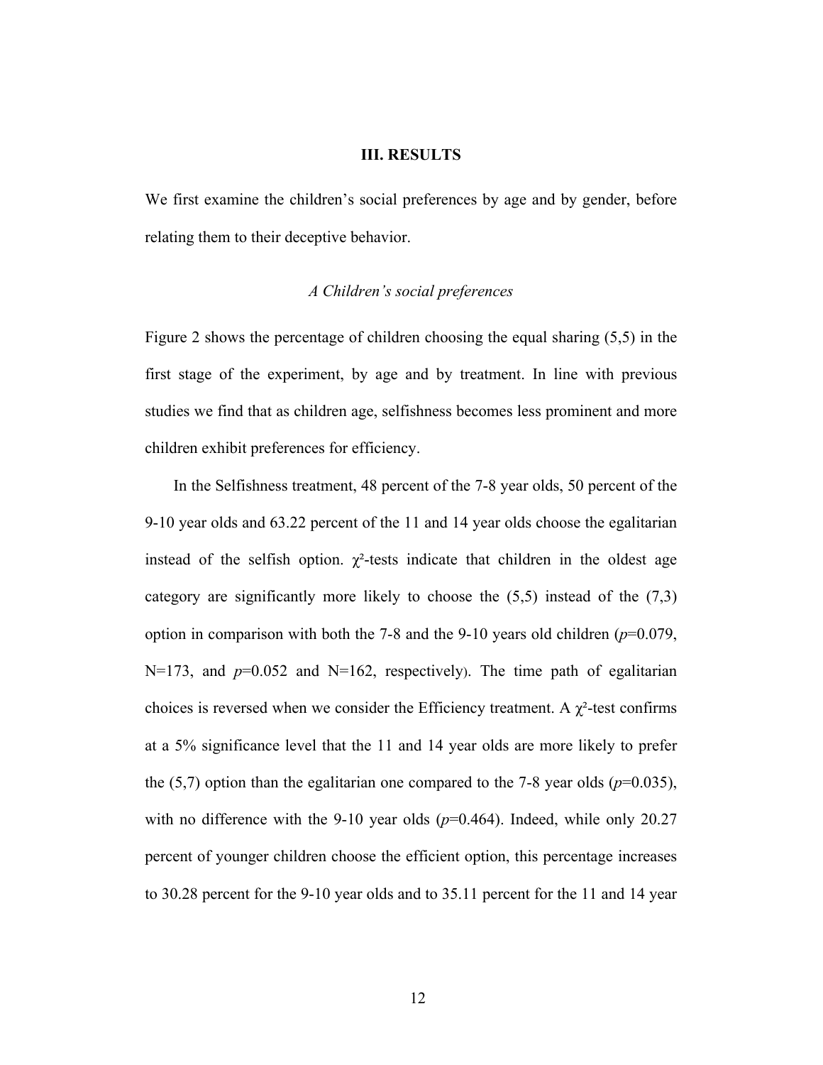## III. RESULTS

We first examine the children's social preferences by age and by gender, before relating them to their deceptive behavior.

### *A Children's social preferences*

Figure 2 shows the percentage of children choosing the equal sharing (5,5) in the first stage of the experiment, by age and by treatment. In line with previous studies we find that as children age, selfishness becomes less prominent and more children exhibit preferences for efficiency.

In the Selfishness treatment, 48 percent of the 7-8 year olds, 50 percent of the 9-10 year olds and 63.22 percent of the 11 and 14 year olds choose the egalitarian instead of the selfish option. $\chi^2$-tests indicate that children in the oldest age category are significantly more likely to choose the (5,5) instead of the (7,3) option in comparison with both the 7-8 and the 9-10 years old children ($p$=0.079, N=173, and $p$=0.052 and N=162, respectively). The time path of egalitarian choices is reversed when we consider the Efficiency treatment. A $\chi^2$-test confirms at a 5% significance level that the 11 and 14 year olds are more likely to prefer the (5,7) option than the egalitarian one compared to the 7-8 year olds ($p$=0.035), with no difference with the 9-10 year olds ($p$=0.464). Indeed, while only 20.27 percent of younger children choose the efficient option, this percentage increases to 30.28 percent for the 9-10 year olds and to 35.11 percent for the 11 and 14 year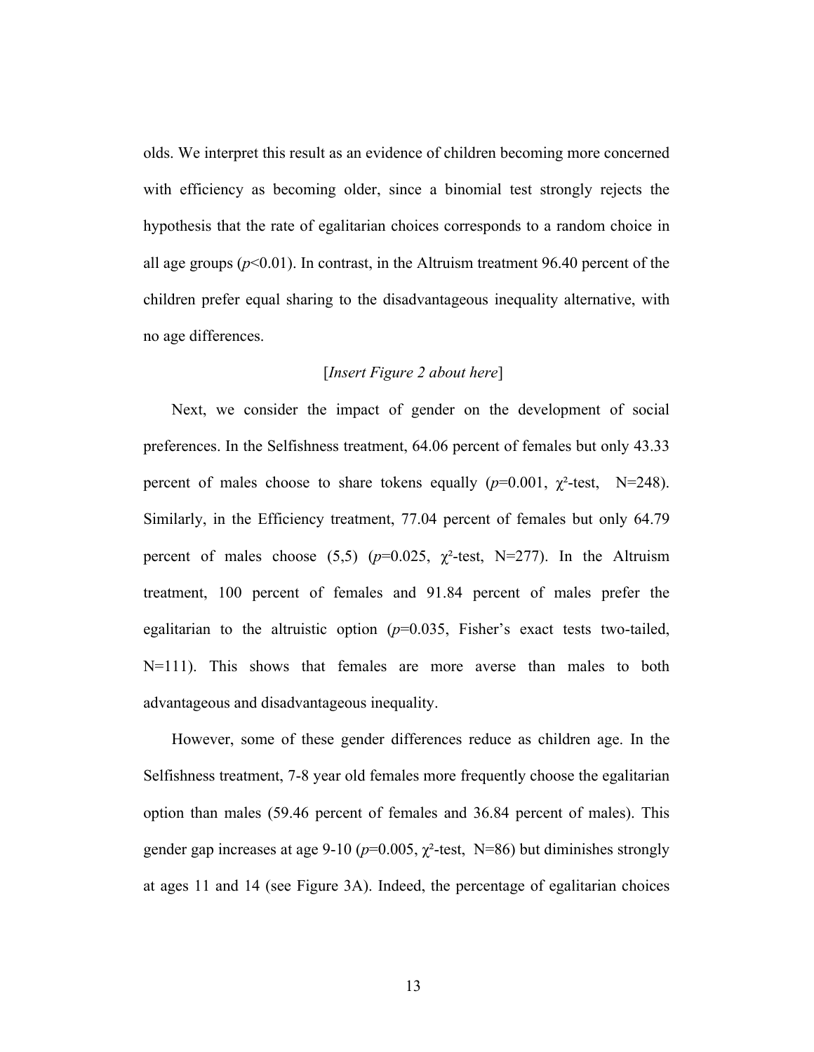olds. We interpret this result as an evidence of children becoming more concerned with efficiency as becoming older, since a binomial test strongly rejects the hypothesis that the rate of egalitarian choices corresponds to a random choice in all age groups ($p<0.01$). In contrast, in the Altruism treatment 96.40 percent of the children prefer equal sharing to the disadvantageous inequality alternative, with no age differences.

[*Insert Figure 2 about here*]

Next, we consider the impact of gender on the development of social preferences. In the Selfishness treatment, 64.06 percent of females but only 43.33 percent of males choose to share tokens equally ($p=0.001$, $\chi^2$-test, N=248). Similarly, in the Efficiency treatment, 77.04 percent of females but only 64.79 percent of males choose (5,5) ($p=0.025$, $\chi^2$-test, N=277). In the Altruism treatment, 100 percent of females and 91.84 percent of males prefer the egalitarian to the altruistic option ($p=0.035$, Fisher's exact tests two-tailed, N=111). This shows that females are more averse than males to both advantageous and disadvantageous inequality.

However, some of these gender differences reduce as children age. In the Selfishness treatment, 7-8 year old females more frequently choose the egalitarian option than males (59.46 percent of females and 36.84 percent of males). This gender gap increases at age 9-10 ($p=0.005$, $\chi^2$-test, N=86) but diminishes strongly at ages 11 and 14 (see Figure 3A). Indeed, the percentage of egalitarian choices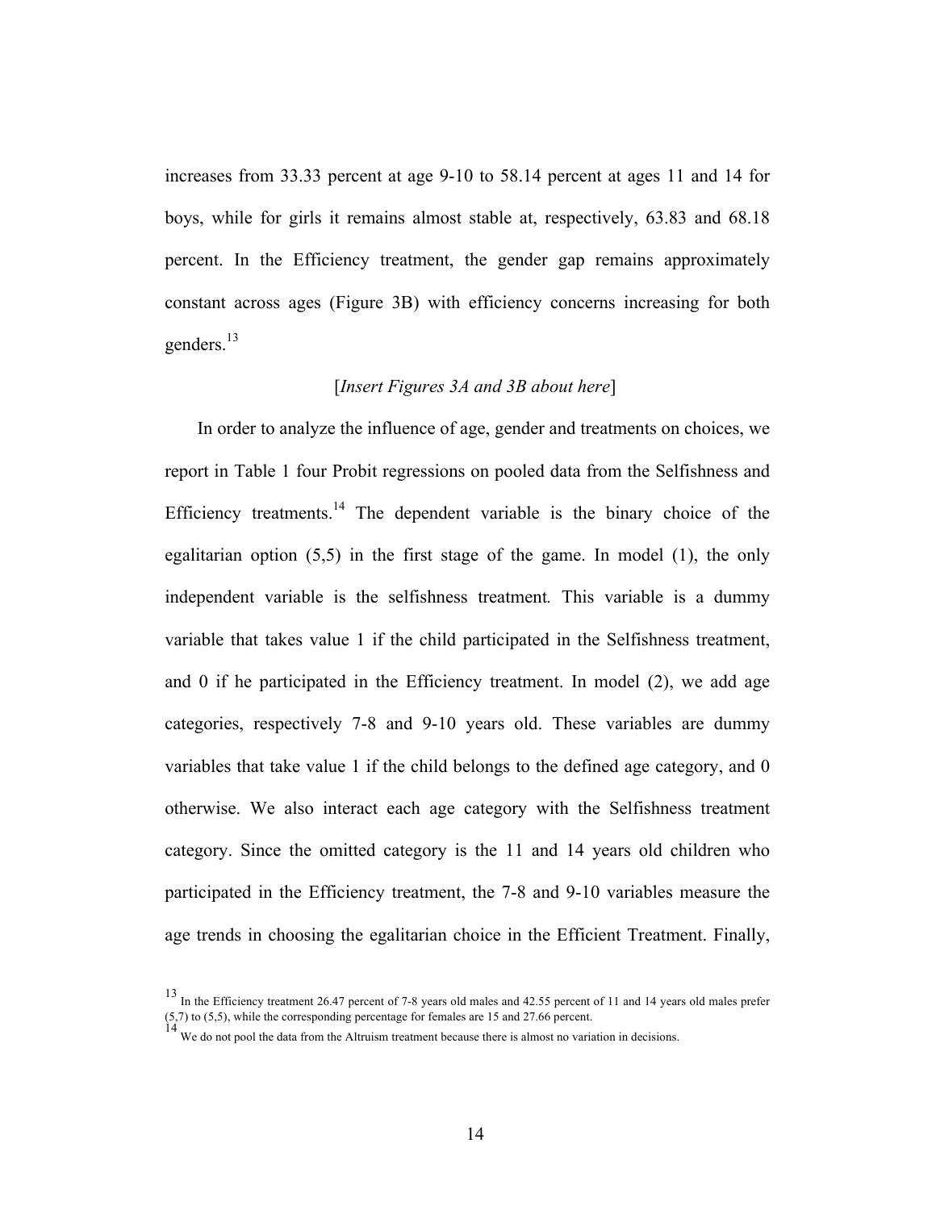increases from 33.33 percent at age 9-10 to 58.14 percent at ages 11 and 14 for boys, while for girls it remains almost stable at, respectively, 63.83 and 68.18 percent. In the Efficiency treatment, the gender gap remains approximately constant across ages (Figure 3B) with efficiency concerns increasing for both genders.[13]

[*Insert Figures 3A and 3B about here*]

In order to analyze the influence of age, gender and treatments on choices, we report in Table 1 four Probit regressions on pooled data from the Selfishness and Efficiency treatments.[14] The dependent variable is the binary choice of the egalitarian option (5,5) in the first stage of the game. In model (1), the only independent variable is the selfishness treatment*.* This variable is a dummy variable that takes value 1 if the child participated in the Selfishness treatment, and 0 if he participated in the Efficiency treatment. In model (2), we add age categories, respectively 7-8 and 9-10 years old. These variables are dummy variables that take value 1 if the child belongs to the defined age category, and 0 otherwise. We also interact each age category with the Selfishness treatment category. Since the omitted category is the 11 and 14 years old children who participated in the Efficiency treatment, the 7-8 and 9-10 variables measure the age trends in choosing the egalitarian choice in the Efficient Treatment. Finally,

[13] In the Efficiency treatment 26.47 percent of 7-8 years old males and 42.55 percent of 11 and 14 years old males prefer (5,7) to (5,5), while the corresponding percentage for females are 15 and 27.66 percent.

[14] We do not pool the data from the Altruism treatment because there is almost no variation in decisions.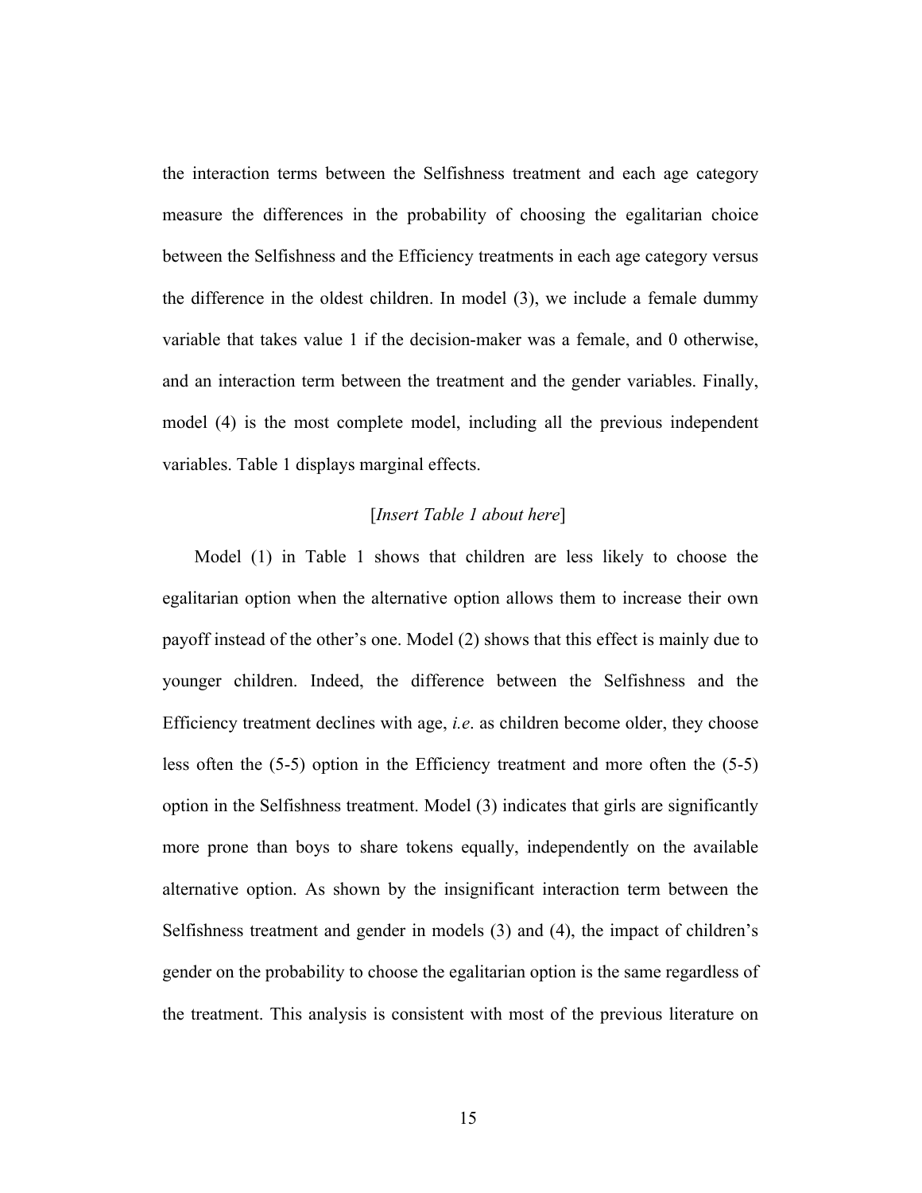the interaction terms between the Selfishness treatment and each age category measure the differences in the probability of choosing the egalitarian choice between the Selfishness and the Efficiency treatments in each age category versus the difference in the oldest children. In model (3), we include a female dummy variable that takes value 1 if the decision-maker was a female, and 0 otherwise, and an interaction term between the treatment and the gender variables. Finally, model (4) is the most complete model, including all the previous independent variables. Table 1 displays marginal effects.

[*Insert Table 1 about here*]

Model (1) in Table 1 shows that children are less likely to choose the egalitarian option when the alternative option allows them to increase their own payoff instead of the other's one. Model (2) shows that this effect is mainly due to younger children. Indeed, the difference between the Selfishness and the Efficiency treatment declines with age, *i.e*. as children become older, they choose less often the (5-5) option in the Efficiency treatment and more often the (5-5) option in the Selfishness treatment. Model (3) indicates that girls are significantly more prone than boys to share tokens equally, independently on the available alternative option. As shown by the insignificant interaction term between the Selfishness treatment and gender in models (3) and (4), the impact of children's gender on the probability to choose the egalitarian option is the same regardless of the treatment. This analysis is consistent with most of the previous literature on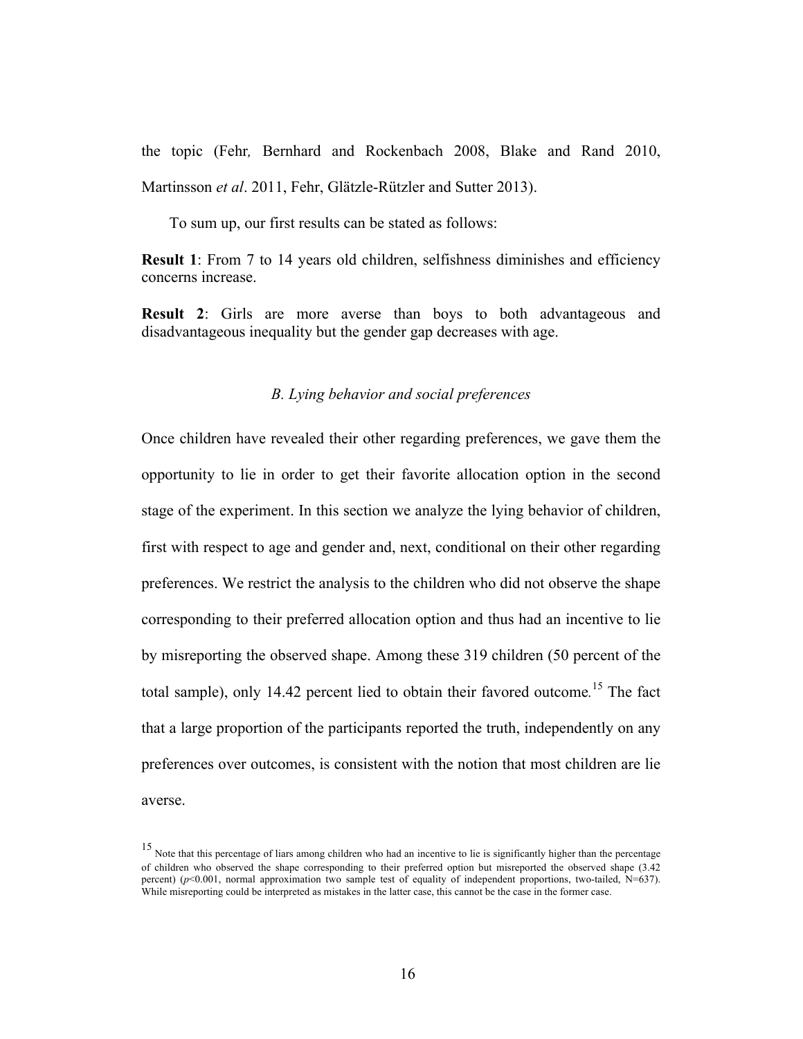the topic (Fehr, Bernhard and Rockenbach 2008, Blake and Rand 2010, Martinsson *et al*. 2011, Fehr, Glätzle-Rützler and Sutter 2013).

To sum up, our first results can be stated as follows:

**Result 1**: From 7 to 14 years old children, selfishness diminishes and efficiency concerns increase.

**Result 2**: Girls are more averse than boys to both advantageous and disadvantageous inequality but the gender gap decreases with age.

### *B. Lying behavior and social preferences*

Once children have revealed their other regarding preferences, we gave them the opportunity to lie in order to get their favorite allocation option in the second stage of the experiment. In this section we analyze the lying behavior of children, first with respect to age and gender and, next, conditional on their other regarding preferences. We restrict the analysis to the children who did not observe the shape corresponding to their preferred allocation option and thus had an incentive to lie by misreporting the observed shape. Among these 319 children (50 percent of the total sample), only 14.42 percent lied to obtain their favored outcome.[15] The fact that a large proportion of the participants reported the truth, independently on any preferences over outcomes, is consistent with the notion that most children are lie averse.

[15] Note that this percentage of liars among children who had an incentive to lie is significantly higher than the percentage of children who observed the shape corresponding to their preferred option but misreported the observed shape (3.42 percent) ($p<0.001$, normal approximation two sample test of equality of independent proportions, two-tailed, N=637). While misreporting could be interpreted as mistakes in the latter case, this cannot be the case in the former case.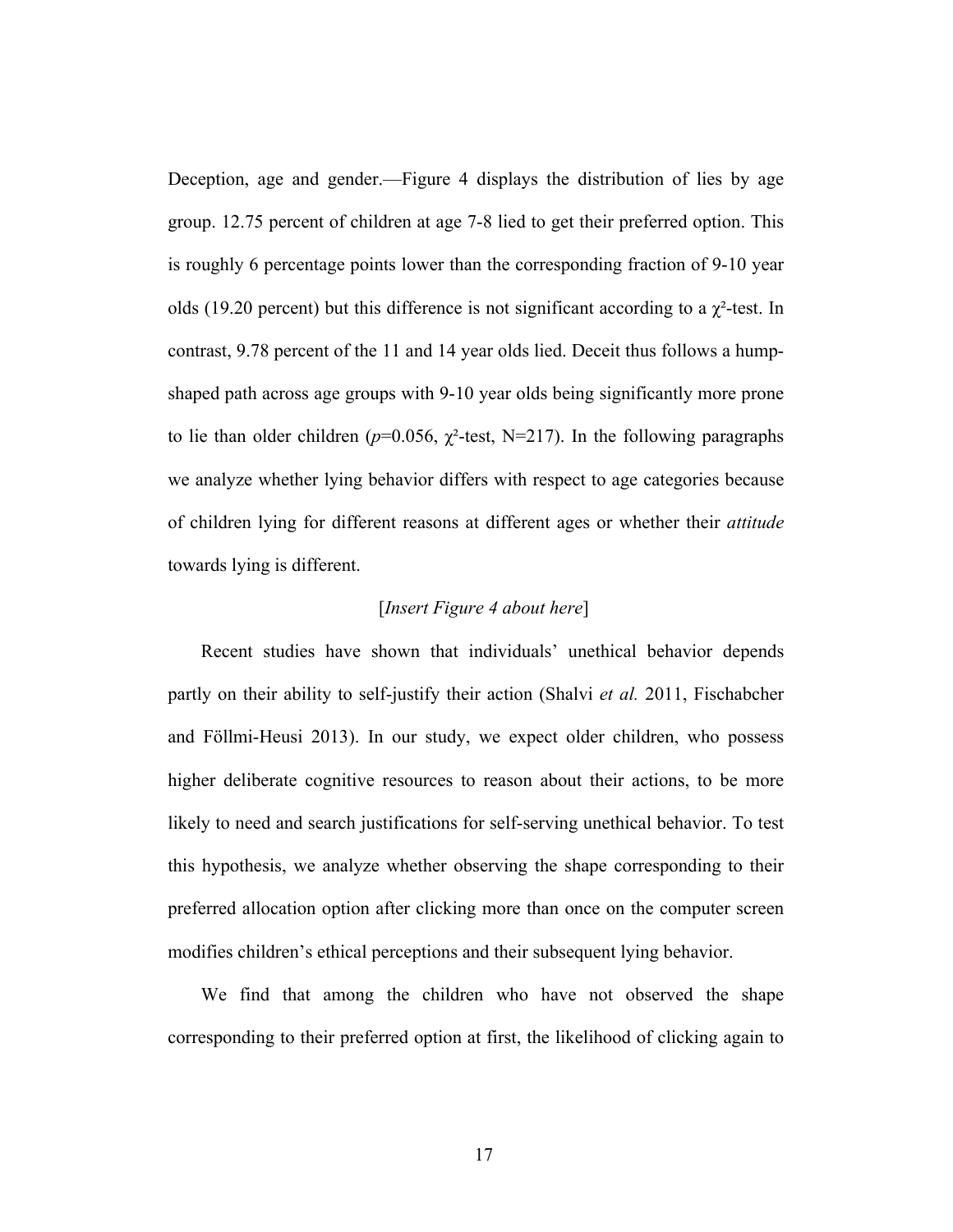*Deception, age and gender.*—Figure 4 displays the distribution of lies by age group. 12.75 percent of children at age 7-8 lied to get their preferred option. This is roughly 6 percentage points lower than the corresponding fraction of 9-10 year olds (19.20 percent) but this difference is not significant according to a $\chi^2$-test. In contrast, 9.78 percent of the 11 and 14 year olds lied. Deceit thus follows a hump-shaped path across age groups with 9-10 year olds being significantly more prone to lie than older children ($p$=0.056, $\chi^2$-test, N=217). In the following paragraphs we analyze whether lying behavior differs with respect to age categories because of children lying for different reasons at different ages or whether their *attitude* towards lying is different.

[*Insert Figure 4 about here*]

Recent studies have shown that individuals' unethical behavior depends partly on their ability to self-justify their action (Shalvi *et al.* 2011, Fischabcher and Föllmi-Heusi 2013). In our study, we expect older children, who possess higher deliberate cognitive resources to reason about their actions, to be more likely to need and search justifications for self-serving unethical behavior. To test this hypothesis, we analyze whether observing the shape corresponding to their preferred allocation option after clicking more than once on the computer screen modifies children's ethical perceptions and their subsequent lying behavior.

We find that among the children who have not observed the shape corresponding to their preferred option at first, the likelihood of clicking again to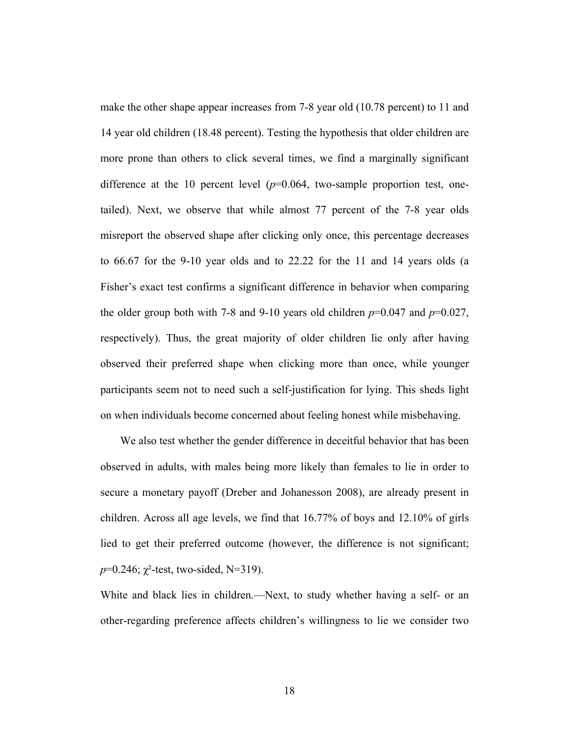make the other shape appear increases from 7-8 year old (10.78 percent) to 11 and 14 year old children (18.48 percent). Testing the hypothesis that older children are more prone than others to click several times, we find a marginally significant difference at the 10 percent level ($p$=0.064, two-sample proportion test, one-tailed). Next, we observe that while almost 77 percent of the 7-8 year olds misreport the observed shape after clicking only once, this percentage decreases to 66.67 for the 9-10 year olds and to 22.22 for the 11 and 14 years olds (a Fisher's exact test confirms a significant difference in behavior when comparing the older group both with 7-8 and 9-10 years old children $p$=0.047 and $p$=0.027, respectively). Thus, the great majority of older children lie only after having observed their preferred shape when clicking more than once, while younger participants seem not to need such a self-justification for lying. This sheds light on when individuals become concerned about feeling honest while misbehaving.

We also test whether the gender difference in deceitful behavior that has been observed in adults, with males being more likely than females to lie in order to secure a monetary payoff (Dreber and Johanesson 2008), are already present in children. Across all age levels, we find that 16.77% of boys and 12.10% of girls lied to get their preferred outcome (however, the difference is not significant; $p$=0.246; $\chi^2$-test, two-sided, N=319).

*White and black lies in children.*—Next, to study whether having a self- or an other-regarding preference affects children's willingness to lie we consider two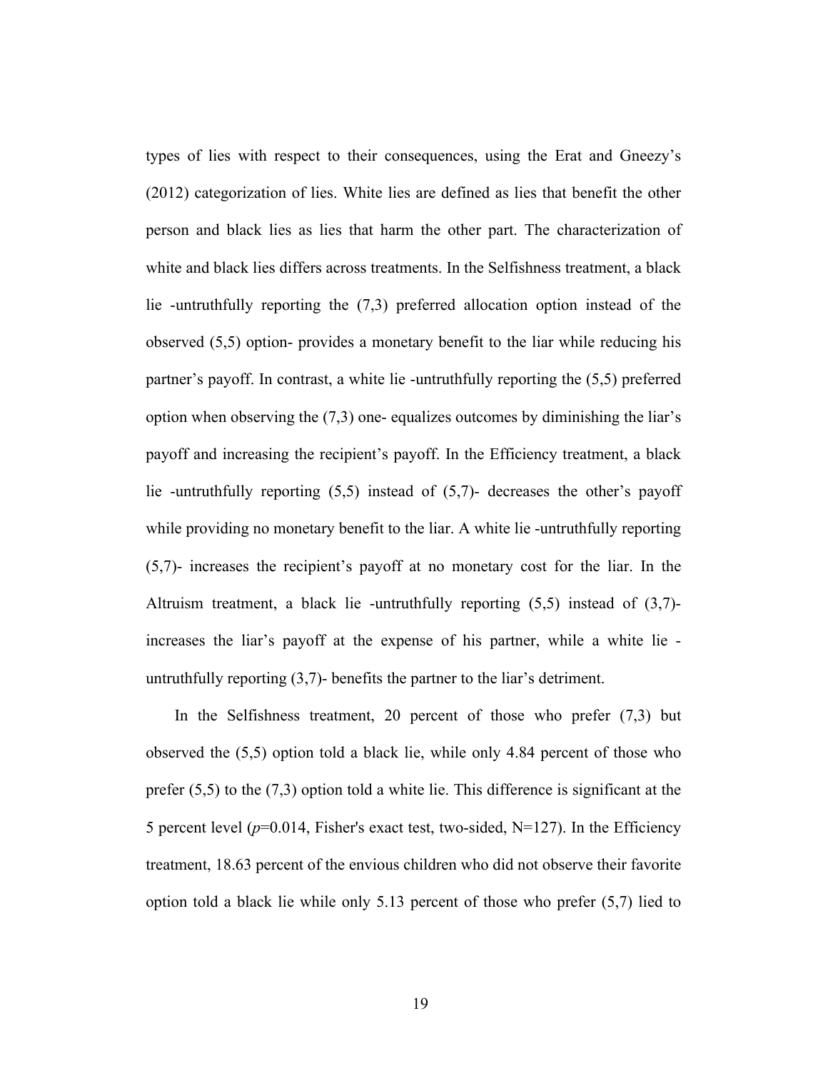types of lies with respect to their consequences, using the Erat and Gneezy's (2012) categorization of lies. White lies are defined as lies that benefit the other person and black lies as lies that harm the other part. The characterization of white and black lies differs across treatments. In the Selfishness treatment, a black lie -untruthfully reporting the (7,3) preferred allocation option instead of the observed (5,5) option- provides a monetary benefit to the liar while reducing his partner's payoff. In contrast, a white lie -untruthfully reporting the (5,5) preferred option when observing the (7,3) one- equalizes outcomes by diminishing the liar's payoff and increasing the recipient's payoff. In the Efficiency treatment, a black lie -untruthfully reporting (5,5) instead of (5,7)- decreases the other's payoff while providing no monetary benefit to the liar. A white lie -untruthfully reporting (5,7)- increases the recipient's payoff at no monetary cost for the liar. In the Altruism treatment, a black lie -untruthfully reporting (5,5) instead of (3,7)- increases the liar's payoff at the expense of his partner, while a white lie -untruthfully reporting (3,7)- benefits the partner to the liar's detriment.

In the Selfishness treatment, 20 percent of those who prefer (7,3) but observed the (5,5) option told a black lie, while only 4.84 percent of those who prefer (5,5) to the (7,3) option told a white lie. This difference is significant at the 5 percent level ($p$=0.014, Fisher's exact test, two-sided, N=127). In the Efficiency treatment, 18.63 percent of the envious children who did not observe their favorite option told a black lie while only 5.13 percent of those who prefer (5,7) lied to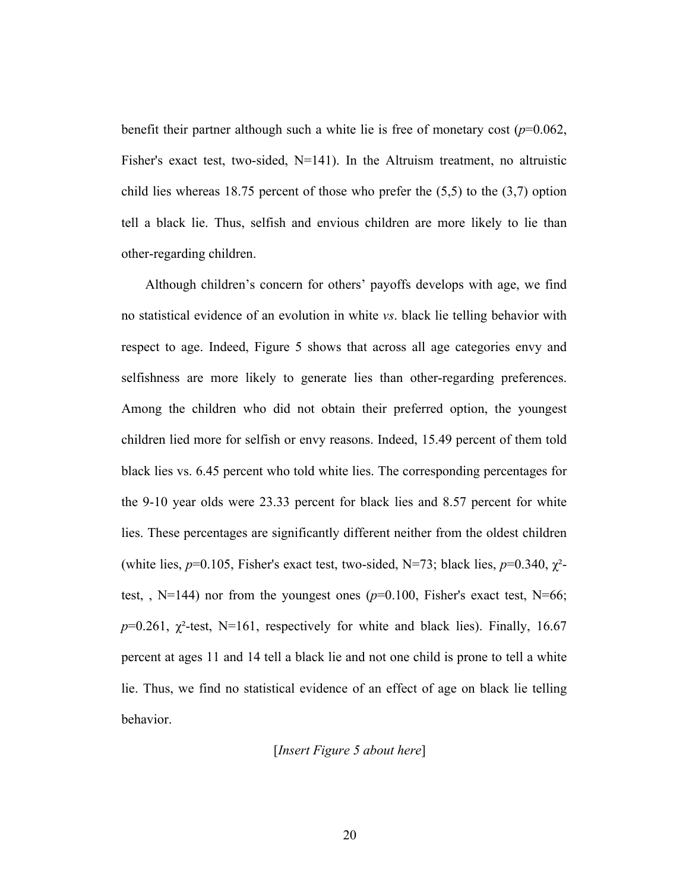benefit their partner although such a white lie is free of monetary cost ($p$=0.062, Fisher's exact test, two-sided, N=141). In the Altruism treatment, no altruistic child lies whereas 18.75 percent of those who prefer the (5,5) to the (3,7) option tell a black lie. Thus, selfish and envious children are more likely to lie than other-regarding children.

Although children's concern for others' payoffs develops with age, we find no statistical evidence of an evolution in white *vs*. black lie telling behavior with respect to age. Indeed, Figure 5 shows that across all age categories envy and selfishness are more likely to generate lies than other-regarding preferences. Among the children who did not obtain their preferred option, the youngest children lied more for selfish or envy reasons. Indeed, 15.49 percent of them told black lies vs. 6.45 percent who told white lies. The corresponding percentages for the 9-10 year olds were 23.33 percent for black lies and 8.57 percent for white lies. These percentages are significantly different neither from the oldest children (white lies, $p$=0.105, Fisher's exact test, two-sided, N=73; black lies, $p$=0.340, $\chi^2$-test, , N=144) nor from the youngest ones ($p$=0.100, Fisher's exact test, N=66; $p$=0.261, $\chi^2$-test, N=161, respectively for white and black lies). Finally, 16.67 percent at ages 11 and 14 tell a black lie and not one child is prone to tell a white lie. Thus, we find no statistical evidence of an effect of age on black lie telling behavior.

[*Insert Figure 5 about here*]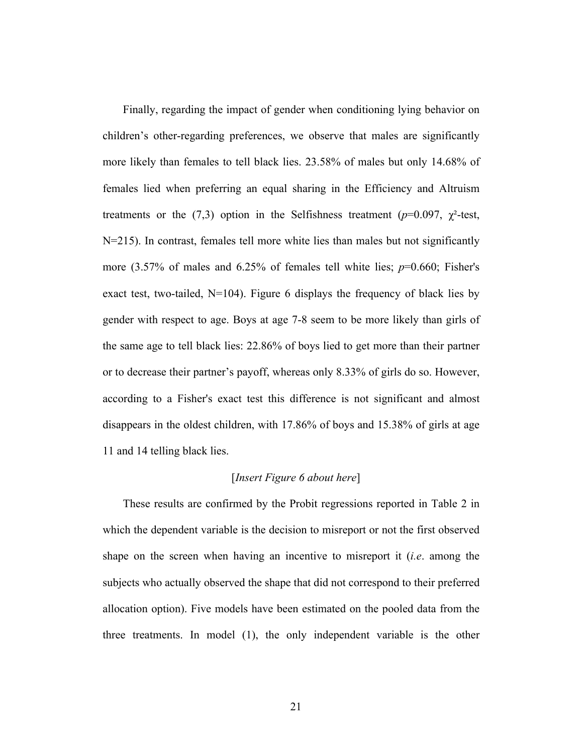Finally, regarding the impact of gender when conditioning lying behavior on children's other-regarding preferences, we observe that males are significantly more likely than females to tell black lies. 23.58% of males but only 14.68% of females lied when preferring an equal sharing in the Efficiency and Altruism treatments or the (7,3) option in the Selfishness treatment ($p$=0.097, $\chi^2$-test, N=215). In contrast, females tell more white lies than males but not significantly more (3.57% of males and 6.25% of females tell white lies; $p$=0.660; Fisher's exact test, two-tailed, N=104). Figure 6 displays the frequency of black lies by gender with respect to age. Boys at age 7-8 seem to be more likely than girls of the same age to tell black lies: 22.86% of boys lied to get more than their partner or to decrease their partner's payoff, whereas only 8.33% of girls do so. However, according to a Fisher's exact test this difference is not significant and almost disappears in the oldest children, with 17.86% of boys and 15.38% of girls at age 11 and 14 telling black lies.

[*Insert Figure 6 about here*]

These results are confirmed by the Probit regressions reported in Table 2 in which the dependent variable is the decision to misreport or not the first observed shape on the screen when having an incentive to misreport it (*i.e*. among the subjects who actually observed the shape that did not correspond to their preferred allocation option). Five models have been estimated on the pooled data from the three treatments. In model (1), the only independent variable is the other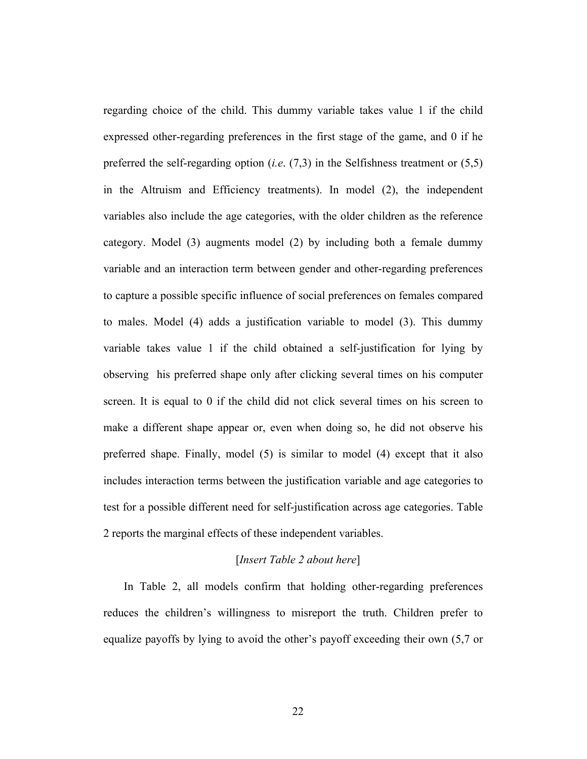regarding choice of the child. This dummy variable takes value 1 if the child expressed other-regarding preferences in the first stage of the game, and 0 if he preferred the self-regarding option (*i.e*. (7,3) in the Selfishness treatment or (5,5) in the Altruism and Efficiency treatments). In model (2), the independent variables also include the age categories, with the older children as the reference category. Model (3) augments model (2) by including both a female dummy variable and an interaction term between gender and other-regarding preferences to capture a possible specific influence of social preferences on females compared to males. Model (4) adds a justification variable to model (3). This dummy variable takes value 1 if the child obtained a self-justification for lying by observing his preferred shape only after clicking several times on his computer screen. It is equal to 0 if the child did not click several times on his screen to make a different shape appear or, even when doing so, he did not observe his preferred shape. Finally, model (5) is similar to model (4) except that it also includes interaction terms between the justification variable and age categories to test for a possible different need for self-justification across age categories. Table 2 reports the marginal effects of these independent variables.

[*Insert Table 2 about here*]

In Table 2, all models confirm that holding other-regarding preferences reduces the children's willingness to misreport the truth. Children prefer to equalize payoffs by lying to avoid the other's payoff exceeding their own (5,7 or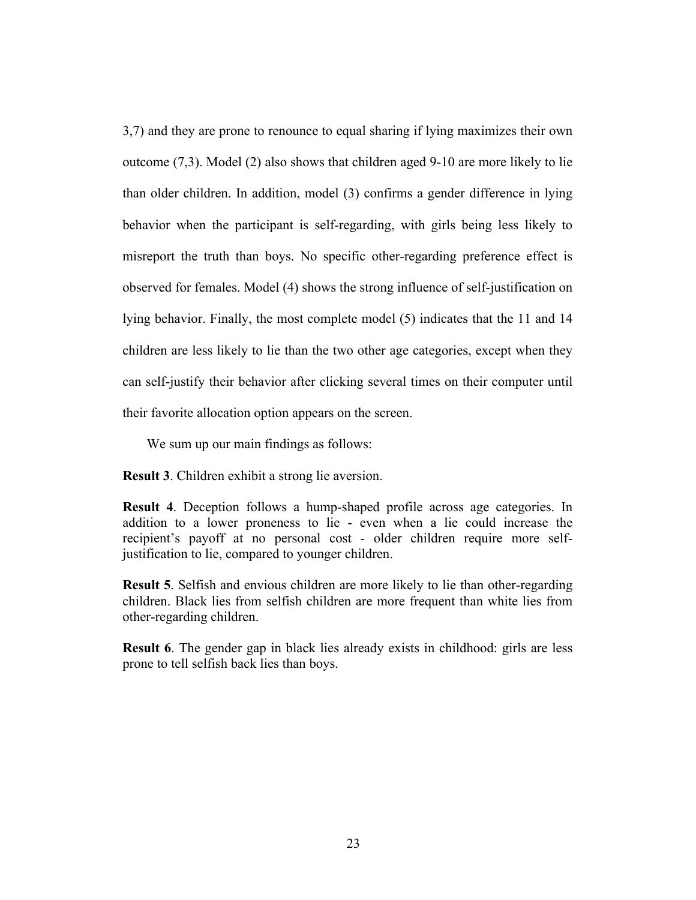3,7) and they are prone to renounce to equal sharing if lying maximizes their own outcome (7,3). Model (2) also shows that children aged 9-10 are more likely to lie than older children. In addition, model (3) confirms a gender difference in lying behavior when the participant is self-regarding, with girls being less likely to misreport the truth than boys. No specific other-regarding preference effect is observed for females. Model (4) shows the strong influence of self-justification on lying behavior. Finally, the most complete model (5) indicates that the 11 and 14 children are less likely to lie than the two other age categories, except when they can self-justify their behavior after clicking several times on their computer until their favorite allocation option appears on the screen.

We sum up our main findings as follows:

**Result 3**. Children exhibit a strong lie aversion.

**Result 4**. Deception follows a hump-shaped profile across age categories. In addition to a lower proneness to lie - even when a lie could increase the recipient's payoff at no personal cost - older children require more self-justification to lie, compared to younger children.

**Result 5**. Selfish and envious children are more likely to lie than other-regarding children. Black lies from selfish children are more frequent than white lies from other-regarding children.

**Result 6**. The gender gap in black lies already exists in childhood: girls are less prone to tell selfish back lies than boys.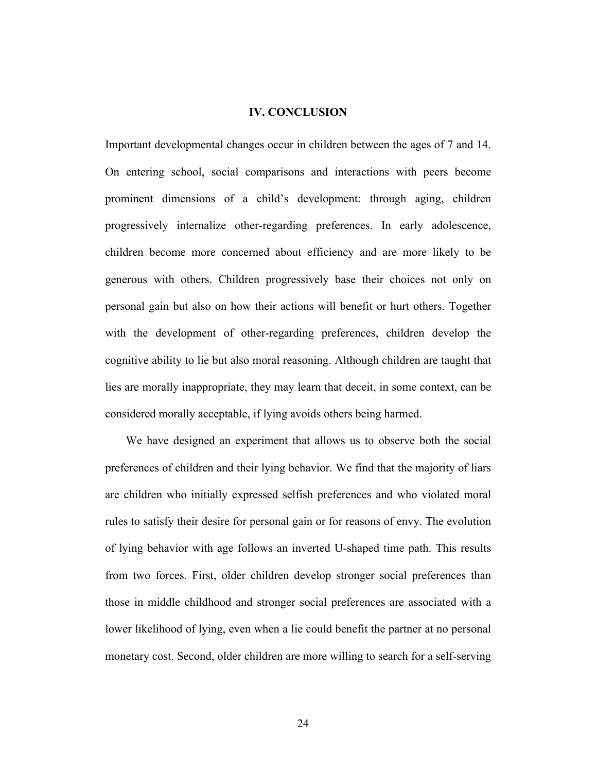## IV. CONCLUSION

Important developmental changes occur in children between the ages of 7 and 14. On entering school, social comparisons and interactions with peers become prominent dimensions of a child's development: through aging, children progressively internalize other-regarding preferences. In early adolescence, children become more concerned about efficiency and are more likely to be generous with others. Children progressively base their choices not only on personal gain but also on how their actions will benefit or hurt others. Together with the development of other-regarding preferences, children develop the cognitive ability to lie but also moral reasoning. Although children are taught that lies are morally inappropriate, they may learn that deceit, in some context, can be considered morally acceptable, if lying avoids others being harmed.

We have designed an experiment that allows us to observe both the social preferences of children and their lying behavior. We find that the majority of liars are children who initially expressed selfish preferences and who violated moral rules to satisfy their desire for personal gain or for reasons of envy. The evolution of lying behavior with age follows an inverted U-shaped time path. This results from two forces. First, older children develop stronger social preferences than those in middle childhood and stronger social preferences are associated with a lower likelihood of lying, even when a lie could benefit the partner at no personal monetary cost. Second, older children are more willing to search for a self-serving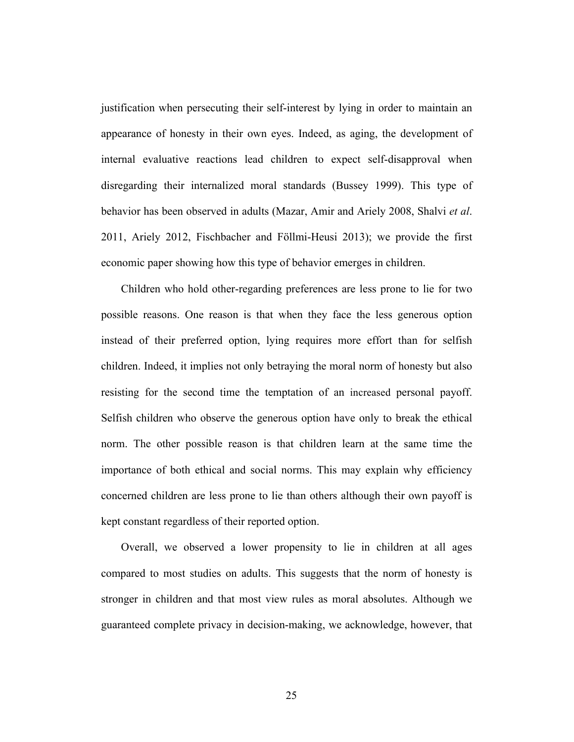justification when persecuting their self-interest by lying in order to maintain an appearance of honesty in their own eyes. Indeed, as aging, the development of internal evaluative reactions lead children to expect self-disapproval when disregarding their internalized moral standards (Bussey 1999). This type of behavior has been observed in adults (Mazar, Amir and Ariely 2008, Shalvi *et al*. 2011, Ariely 2012, Fischbacher and Föllmi-Heusi 2013); we provide the first economic paper showing how this type of behavior emerges in children.

Children who hold other-regarding preferences are less prone to lie for two possible reasons. One reason is that when they face the less generous option instead of their preferred option, lying requires more effort than for selfish children. Indeed, it implies not only betraying the moral norm of honesty but also resisting for the second time the temptation of an increased personal payoff. Selfish children who observe the generous option have only to break the ethical norm. The other possible reason is that children learn at the same time the importance of both ethical and social norms. This may explain why efficiency concerned children are less prone to lie than others although their own payoff is kept constant regardless of their reported option.

Overall, we observed a lower propensity to lie in children at all ages compared to most studies on adults. This suggests that the norm of honesty is stronger in children and that most view rules as moral absolutes. Although we guaranteed complete privacy in decision-making, we acknowledge, however, that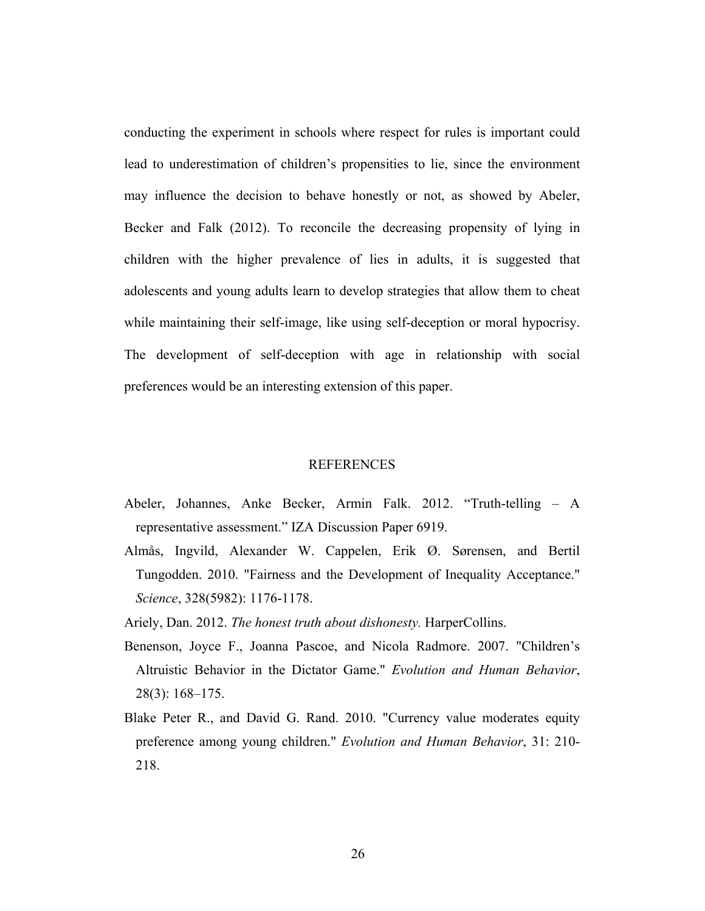conducting the experiment in schools where respect for rules is important could lead to underestimation of children's propensities to lie, since the environment may influence the decision to behave honestly or not, as showed by Abeler, Becker and Falk (2012). To reconcile the decreasing propensity of lying in children with the higher prevalence of lies in adults, it is suggested that adolescents and young adults learn to develop strategies that allow them to cheat while maintaining their self-image, like using self-deception or moral hypocrisy. The development of self-deception with age in relationship with social preferences would be an interesting extension of this paper.

## REFERENCES

Abeler, Johannes, Anke Becker, Armin Falk. 2012. "Truth-telling – A representative assessment." IZA Discussion Paper 6919.

Almås, Ingvild, Alexander W. Cappelen, Erik Ø. Sørensen, and Bertil Tungodden. 2010. "Fairness and the Development of Inequality Acceptance." *Science*, 328(5982): 1176-1178.

Ariely, Dan. 2012. *The honest truth about dishonesty.* HarperCollins.

Benenson, Joyce F., Joanna Pascoe, and Nicola Radmore. 2007. "Children's Altruistic Behavior in the Dictator Game." *Evolution and Human Behavior*, 28(3): 168–175.

Blake Peter R., and David G. Rand. 2010. "Currency value moderates equity preference among young children." *Evolution and Human Behavior*, 31: 210-218.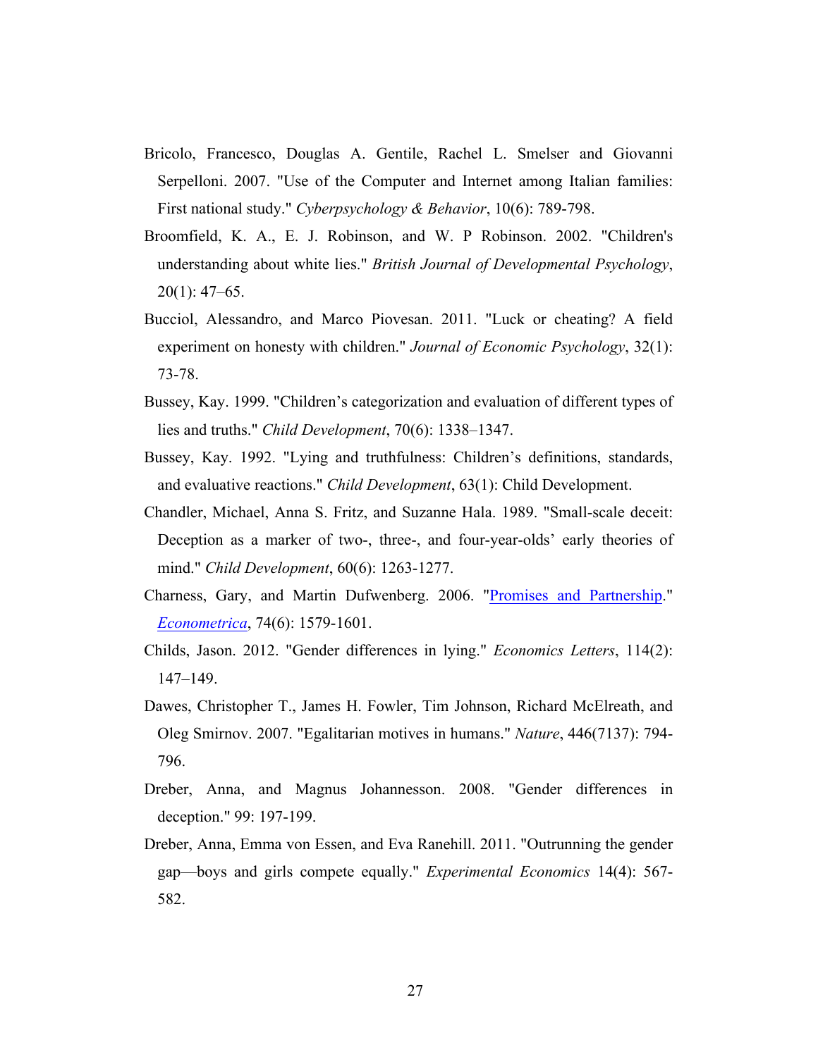Bricolo, Francesco, Douglas A. Gentile, Rachel L. Smelser and Giovanni Serpelloni. 2007. "Use of the Computer and Internet among Italian families: First national study." *Cyberpsychology & Behavior*, 10(6): 789-798.

Broomfield, K. A., E. J. Robinson, and W. P Robinson. 2002. "Children's understanding about white lies." *British Journal of Developmental Psychology*, 20(1): 47–65.

Bucciol, Alessandro, and Marco Piovesan. 2011. "Luck or cheating? A field experiment on honesty with children." *Journal of Economic Psychology*, 32(1): 73-78.

Bussey, Kay. 1999. "Children's categorization and evaluation of different types of lies and truths." *Child Development*, 70(6): 1338–1347.

Bussey, Kay. 1992. "Lying and truthfulness: Children's definitions, standards, and evaluative reactions." *Child Development*, 63(1): Child Development.

Chandler, Michael, Anna S. Fritz, and Suzanne Hala. 1989. "Small-scale deceit: Deception as a marker of two-, three-, and four-year-olds' early theories of mind." *Child Development*, 60(6): 1263-1277.

Charness, Gary, and Martin Dufwenberg. 2006. "Promises and Partnership." *Econometrica*, 74(6): 1579-1601.

Childs, Jason. 2012. "Gender differences in lying." *Economics Letters*, 114(2): 147–149.

Dawes, Christopher T., James H. Fowler, Tim Johnson, Richard McElreath, and Oleg Smirnov. 2007. "Egalitarian motives in humans." *Nature*, 446(7137): 794-796.

Dreber, Anna, and Magnus Johannesson. 2008. "Gender differences in deception." 99: 197-199.

Dreber, Anna, Emma von Essen, and Eva Ranehill. 2011. "Outrunning the gender gap—boys and girls compete equally." *Experimental Economics* 14(4): 567-582.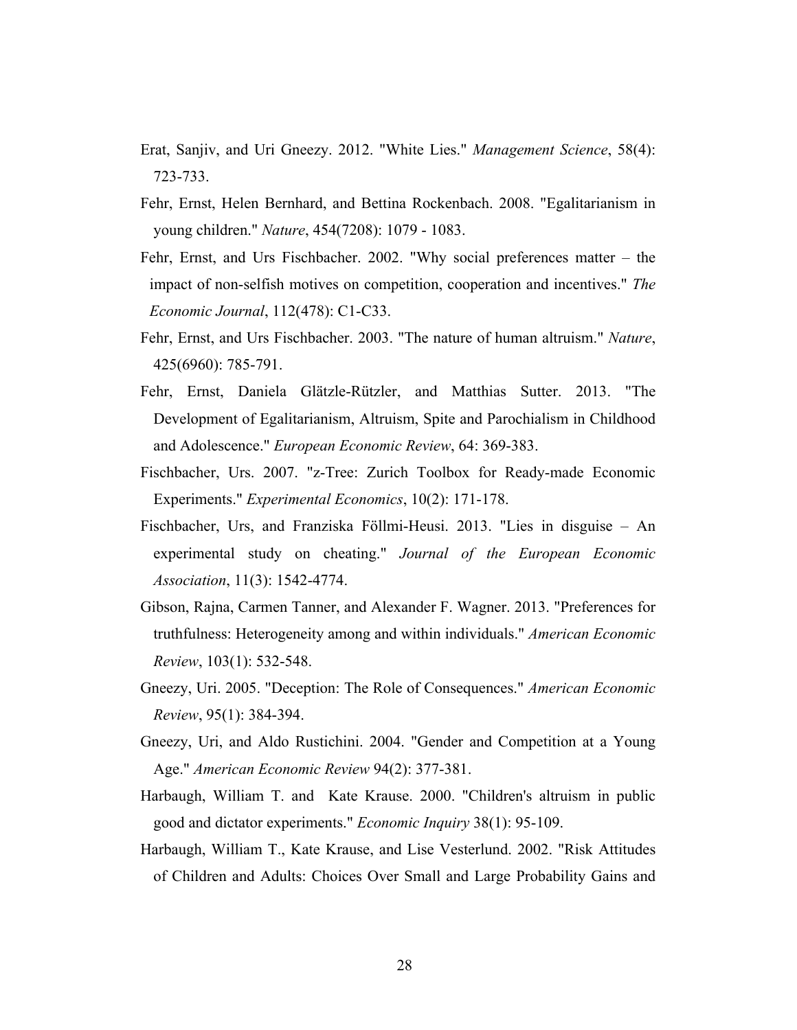Erat, Sanjiv, and Uri Gneezy. 2012. "White Lies." *Management Science*, 58(4): 723-733.

Fehr, Ernst, Helen Bernhard, and Bettina Rockenbach. 2008. "Egalitarianism in young children." *Nature*, 454(7208): 1079 - 1083.

Fehr, Ernst, and Urs Fischbacher. 2002. "Why social preferences matter – the impact of non-selfish motives on competition, cooperation and incentives." *The Economic Journal*, 112(478): C1-C33.

Fehr, Ernst, and Urs Fischbacher. 2003. "The nature of human altruism." *Nature*, 425(6960): 785-791.

Fehr, Ernst, Daniela Glätzle-Rützler, and Matthias Sutter. 2013. "The Development of Egalitarianism, Altruism, Spite and Parochialism in Childhood and Adolescence." *European Economic Review*, 64: 369-383.

Fischbacher, Urs. 2007. "z-Tree: Zurich Toolbox for Ready-made Economic Experiments." *Experimental Economics*, 10(2): 171-178.

Fischbacher, Urs, and Franziska Föllmi-Heusi. 2013. "Lies in disguise – An experimental study on cheating." *Journal of the European Economic Association*, 11(3): 1542-4774.

Gibson, Rajna, Carmen Tanner, and Alexander F. Wagner. 2013. "Preferences for truthfulness: Heterogeneity among and within individuals." *American Economic Review*, 103(1): 532-548.

Gneezy, Uri. 2005. "Deception: The Role of Consequences." *American Economic Review*, 95(1): 384-394.

Gneezy, Uri, and Aldo Rustichini. 2004. "Gender and Competition at a Young Age." *American Economic Review* 94(2): 377-381.

Harbaugh, William T. and Kate Krause. 2000. "Children's altruism in public good and dictator experiments." *Economic Inquiry* 38(1): 95-109.

Harbaugh, William T., Kate Krause, and Lise Vesterlund. 2002. "Risk Attitudes of Children and Adults: Choices Over Small and Large Probability Gains and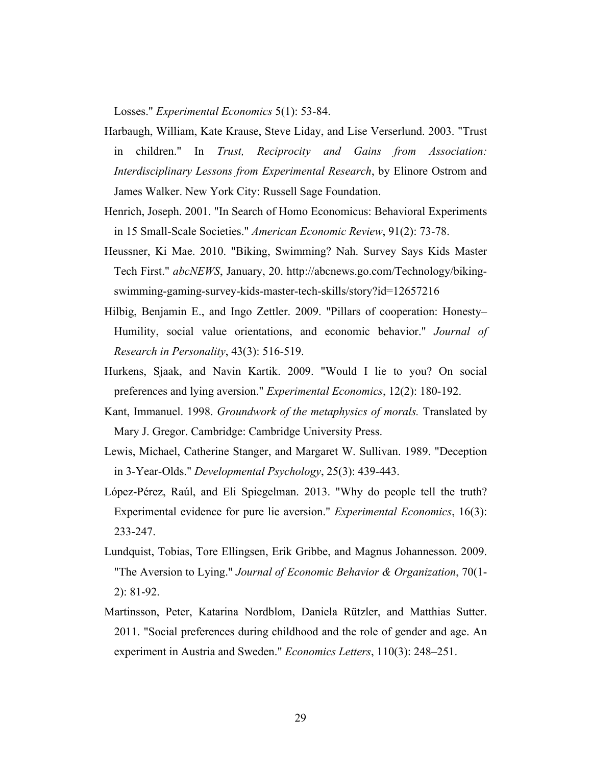Losses." *Experimental Economics* 5(1): 53-84.

Harbaugh, William, Kate Krause, Steve Liday, and Lise Verserlund. 2003. "Trust in children." In *Trust, Reciprocity and Gains from Association: Interdisciplinary Lessons from Experimental Research*, by Elinore Ostrom and James Walker. New York City: Russell Sage Foundation.

Henrich, Joseph. 2001. "In Search of Homo Economicus: Behavioral Experiments in 15 Small-Scale Societies." *American Economic Review*, 91(2): 73-78.

Heussner, Ki Mae. 2010. "Biking, Swimming? Nah. Survey Says Kids Master Tech First." *abcNEWS*, January, 20. http://abcnews.go.com/Technology/biking-swimming-gaming-survey-kids-master-tech-skills/story?id=12657216

Hilbig, Benjamin E., and Ingo Zettler. 2009. "Pillars of cooperation: Honesty–Humility, social value orientations, and economic behavior." *Journal of Research in Personality*, 43(3): 516-519.

Hurkens, Sjaak, and Navin Kartik. 2009. "Would I lie to you? On social preferences and lying aversion." *Experimental Economics*, 12(2): 180-192.

Kant, Immanuel. 1998. *Groundwork of the metaphysics of morals.* Translated by Mary J. Gregor. Cambridge: Cambridge University Press.

Lewis, Michael, Catherine Stanger, and Margaret W. Sullivan. 1989. "Deception in 3-Year-Olds." *Developmental Psychology*, 25(3): 439-443.

López-Pérez, Raúl, and Eli Spiegelman. 2013. "Why do people tell the truth? Experimental evidence for pure lie aversion." *Experimental Economics*, 16(3): 233-247.

Lundquist, Tobias, Tore Ellingsen, Erik Gribbe, and Magnus Johannesson. 2009. "The Aversion to Lying." *Journal of Economic Behavior & Organization*, 70(1-2): 81-92.

Martinsson, Peter, Katarina Nordblom, Daniela Rützler, and Matthias Sutter. 2011. "Social preferences during childhood and the role of gender and age. An experiment in Austria and Sweden." *Economics Letters*, 110(3): 248–251.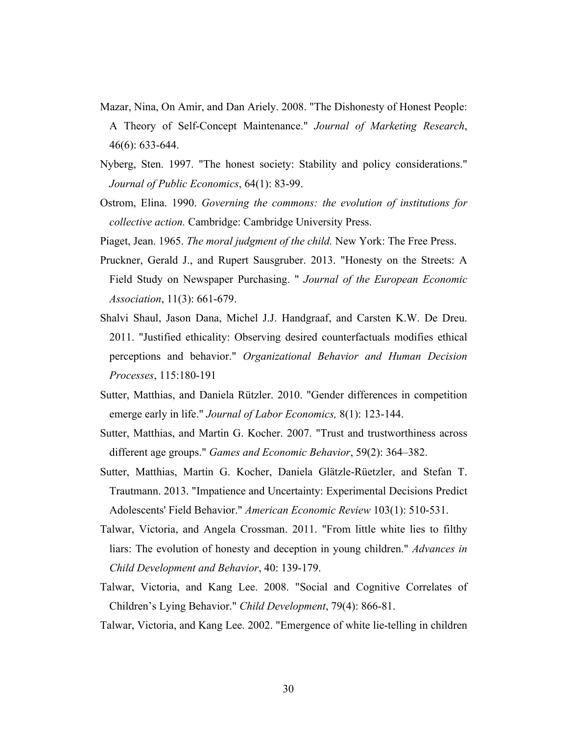Mazar, Nina, On Amir, and Dan Ariely. 2008. "The Dishonesty of Honest People: A Theory of Self-Concept Maintenance." *Journal of Marketing Research*, 46(6): 633-644.

Nyberg, Sten. 1997. "The honest society: Stability and policy considerations." *Journal of Public Economics*, 64(1): 83-99.

Ostrom, Elina. 1990. *Governing the commons: the evolution of institutions for collective action.* Cambridge: Cambridge University Press.

Piaget, Jean. 1965. *The moral judgment of the child.* New York: The Free Press.

Pruckner, Gerald J., and Rupert Sausgruber. 2013. "Honesty on the Streets: A Field Study on Newspaper Purchasing. " *Journal of the European Economic Association*, 11(3): 661-679.

Shalvi Shaul, Jason Dana, Michel J.J. Handgraaf, and Carsten K.W. De Dreu. 2011. "Justified ethicality: Observing desired counterfactuals modifies ethical perceptions and behavior." *Organizational Behavior and Human Decision Processes*, 115:180-191

Sutter, Matthias, and Daniela Rützler. 2010. "Gender differences in competition emerge early in life." *Journal of Labor Economics,* 8(1): 123-144.

Sutter, Matthias, and Martin G. Kocher. 2007. "Trust and trustworthiness across different age groups." *Games and Economic Behavior*, 59(2): 364–382.

Sutter, Matthias, Martin G. Kocher, Daniela Glätzle-Rüetzler, and Stefan T. Trautmann. 2013. "Impatience and Uncertainty: Experimental Decisions Predict Adolescents' Field Behavior." *American Economic Review* 103(1): 510-531.

Talwar, Victoria, and Angela Crossman. 2011. "From little white lies to filthy liars: The evolution of honesty and deception in young children." *Advances in Child Development and Behavior*, 40: 139-179.

Talwar, Victoria, and Kang Lee. 2008. "Social and Cognitive Correlates of Children's Lying Behavior." *Child Development*, 79(4): 866-81.

Talwar, Victoria, and Kang Lee. 2002. "Emergence of white lie-telling in children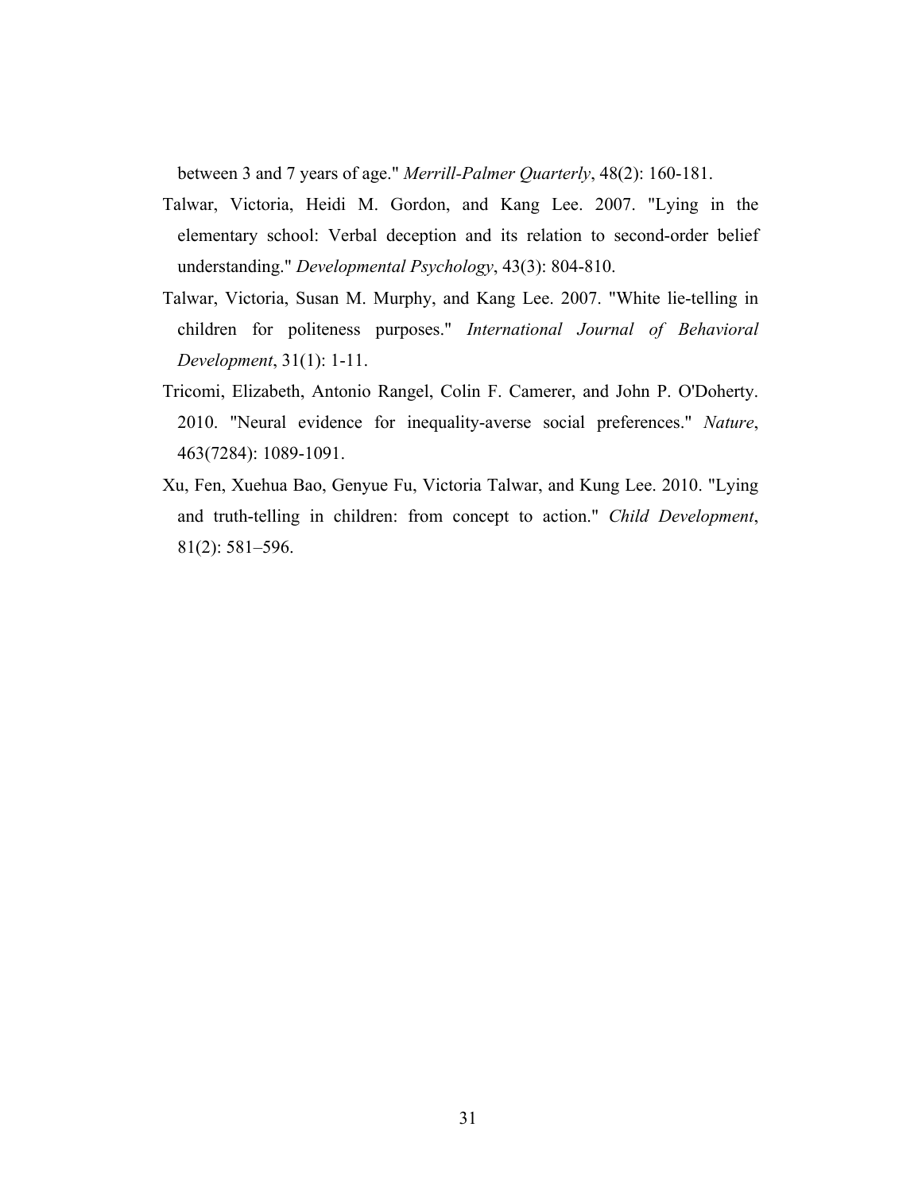between 3 and 7 years of age." *Merrill-Palmer Quarterly*, 48(2): 160-181.

Talwar, Victoria, Heidi M. Gordon, and Kang Lee. 2007. "Lying in the elementary school: Verbal deception and its relation to second-order belief understanding." *Developmental Psychology*, 43(3): 804-810.

Talwar, Victoria, Susan M. Murphy, and Kang Lee. 2007. "White lie-telling in children for politeness purposes." *International Journal of Behavioral Development*, 31(1): 1-11.

Tricomi, Elizabeth, Antonio Rangel, Colin F. Camerer, and John P. O'Doherty. 2010. "Neural evidence for inequality-averse social preferences." *Nature*, 463(7284): 1089-1091.

Xu, Fen, Xuehua Bao, Genyue Fu, Victoria Talwar, and Kung Lee. 2010. "Lying and truth-telling in children: from concept to action." *Child Development*, 81(2): 581–596.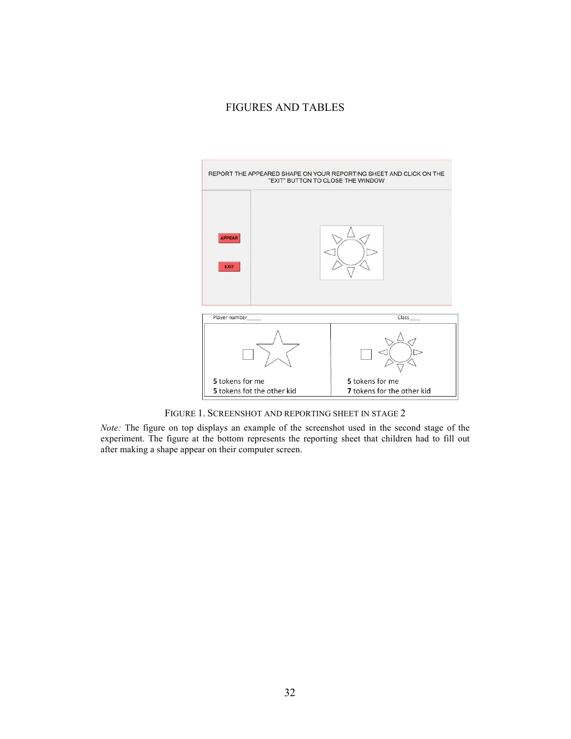# FIGURES AND TABLES

FIGURE 1. SCREENSHOT AND REPORTING SHEET IN STAGE 2

*Note:* The figure on top displays an example of the screenshot used in the second stage of the experiment. The figure at the bottom represents the reporting sheet that children had to fill out after making a shape appear on their computer screen.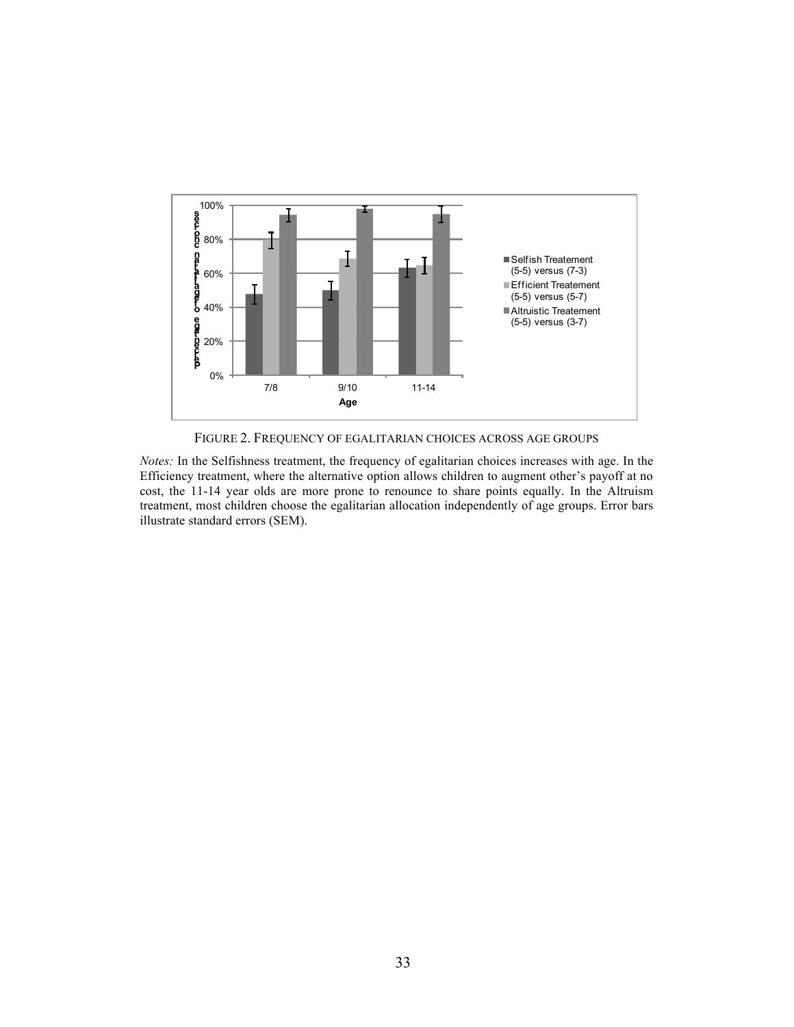FIGURE 2. FREQUENCY OF EGALITARIAN CHOICES ACROSS AGE GROUPS

*Notes:* In the Selfishness treatment, the frequency of egalitarian choices increases with age. In the Efficiency treatment, where the alternative option allows children to augment other's payoff at no cost, the 11-14 year olds are more prone to renounce to share points equally. In the Altruism treatment, most children choose the egalitarian allocation independently of age groups. Error bars illustrate standard errors (SEM).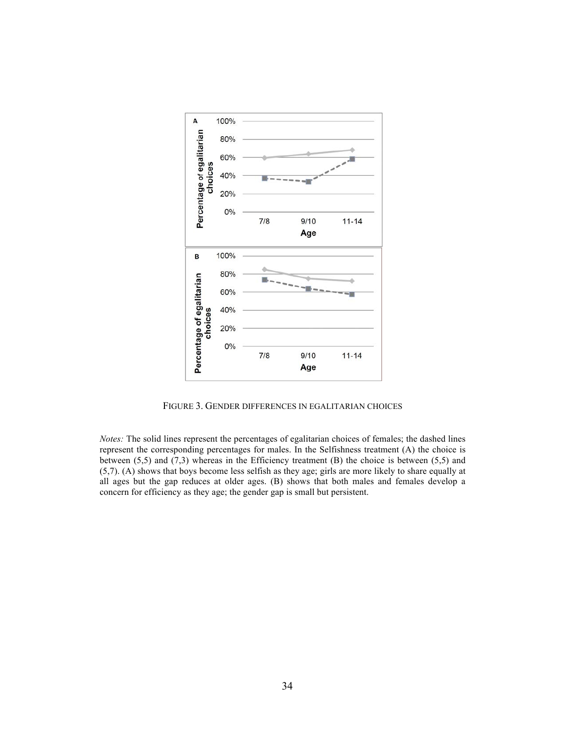FIGURE 3. GENDER DIFFERENCES IN EGALITARIAN CHOICES

*Notes:* The solid lines represent the percentages of egalitarian choices of females; the dashed lines represent the corresponding percentages for males. In the Selfishness treatment (A) the choice is between (5,5) and (7,3) whereas in the Efficiency treatment (B) the choice is between (5,5) and (5,7). (A) shows that boys become less selfish as they age; girls are more likely to share equally at all ages but the gap reduces at older ages. (B) shows that both males and females develop a concern for efficiency as they age; the gender gap is small but persistent.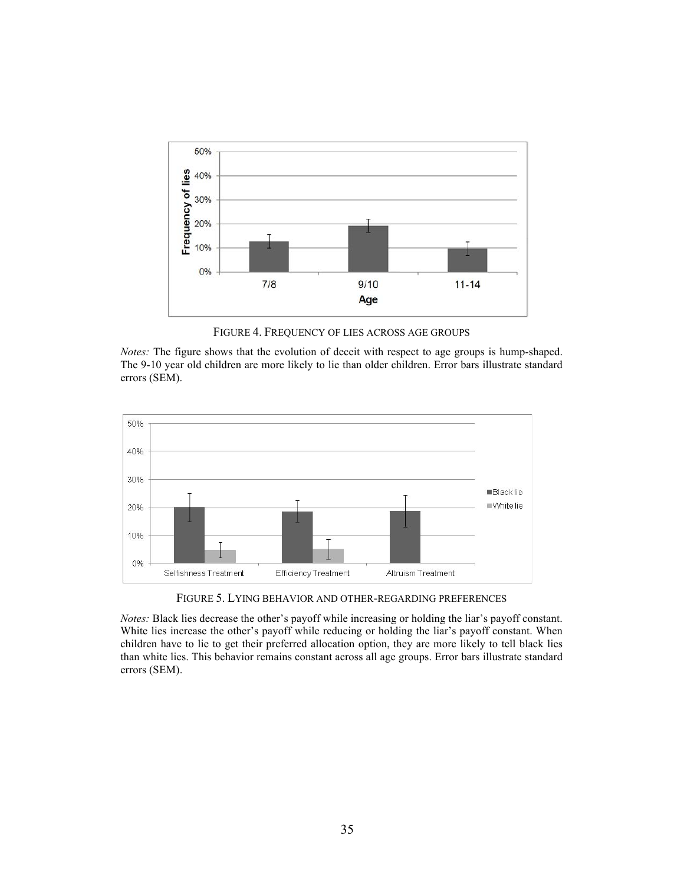FIGURE 4. FREQUENCY OF LIES ACROSS AGE GROUPS

*Notes:* The figure shows that the evolution of deceit with respect to age groups is hump-shaped. The 9-10 year old children are more likely to lie than older children. Error bars illustrate standard errors (SEM).

FIGURE 5. LYING BEHAVIOR AND OTHER-REGARDING PREFERENCES

*Notes:* Black lies decrease the other's payoff while increasing or holding the liar's payoff constant. White lies increase the other's payoff while reducing or holding the liar's payoff constant. When children have to lie to get their preferred allocation option, they are more likely to tell black lies than white lies. This behavior remains constant across all age groups. Error bars illustrate standard errors (SEM).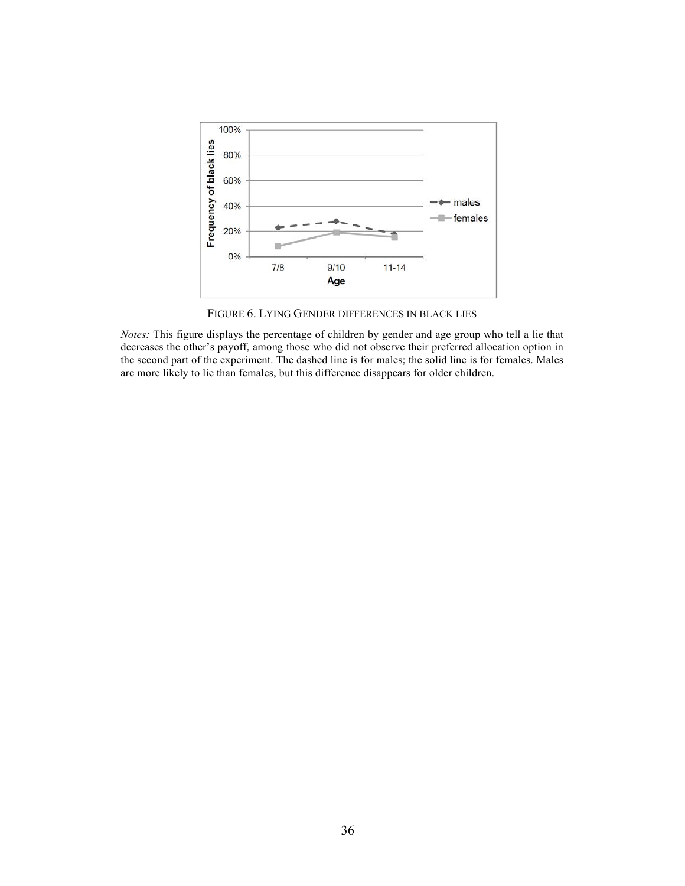FIGURE 6. LYING GENDER DIFFERENCES IN BLACK LIES

*Notes:* This figure displays the percentage of children by gender and age group who tell a lie that decreases the other's payoff, among those who did not observe their preferred allocation option in the second part of the experiment. The dashed line is for males; the solid line is for females. Males are more likely to lie than females, but this difference disappears for older children.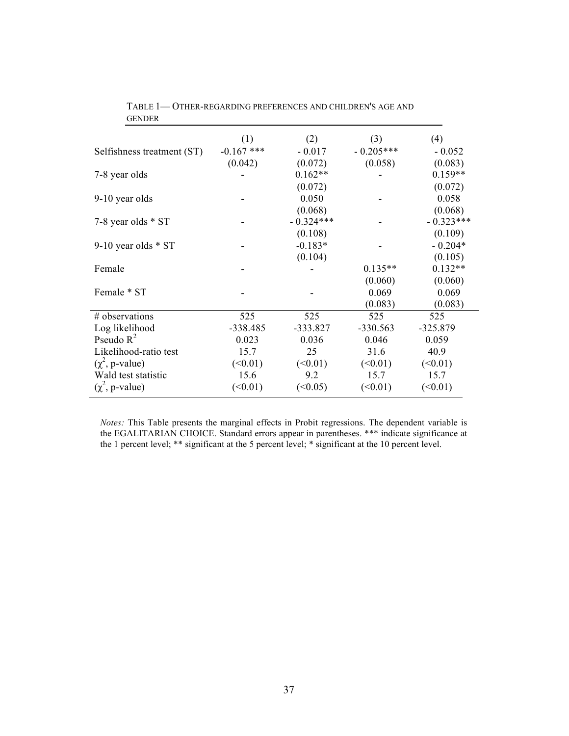TABLE 1— OTHER-REGARDING PREFERENCES AND CHILDREN'S AGE AND GENDER

| | (1) | (2) | (3) | (4) |
|---|---|---|---|---|
| Selfishness treatment (ST) | -0.167 *** | - 0.017 | - 0.205*** | - 0.052 |
| | (0.042) | (0.072) | (0.058) | (0.083) |
| 7-8 year olds | - | 0.162** | - | 0.159** |
| | | (0.072) | | (0.072) |
| 9-10 year olds | - | 0.050 | - | 0.058 |
| | | (0.068) | | (0.068) |
| 7-8 year olds * ST | - | - 0.324*** | - | - 0.323*** |
| | | (0.108) | | (0.109) |
| 9-10 year olds * ST | - | -0.183* | - | - 0.204* |
| | | (0.104) | | (0.105) |
| Female | - | - | 0.135** | 0.132** |
| | | | (0.060) | (0.060) |
| Female * ST | - | - | 0.069 | 0.069 |
| | | | (0.083) | (0.083) |
| # observations | 525 | 525 | 525 | 525 |
| Log likelihood | -338.485 | -333.827 | -330.563 | -325.879 |
| Pseudo $R^2$ | 0.023 | 0.036 | 0.046 | 0.059 |
| Likelihood-ratio test | 15.7 | 25 | 31.6 | 40.9 |
| ($\chi^2$, p-value) | (<0.01) | (<0.01) | (<0.01) | (<0.01) |
| Wald test statistic | 15.6 | 9.2 | 15.7 | 15.7 |
| ($\chi^2$, p-value) | (<0.01) | (<0.05) | (<0.01) | (<0.01) |

*Notes:* This Table presents the marginal effects in Probit regressions. The dependent variable is the EGALITARIAN CHOICE. Standard errors appear in parentheses. *** indicate significance at the 1 percent level; ** significant at the 5 percent level; * significant at the 10 percent level.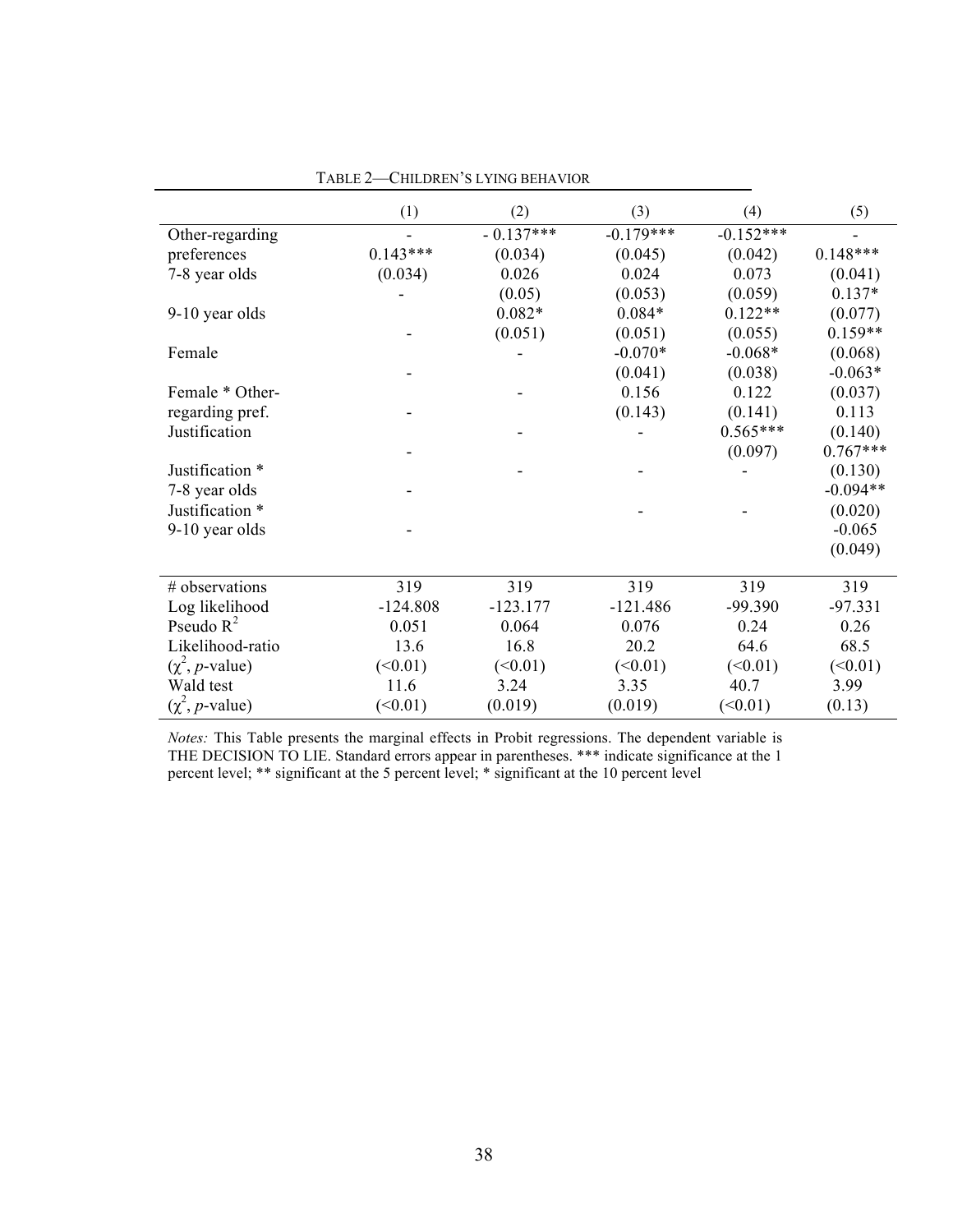TABLE 2—CHILDREN'S LYING BEHAVIOR

| | (1) | (2) | (3) | (4) | (5) |
|---|---|---|---|---|---|
| Other-regarding | - | - 0.137*** | -0.179*** | -0.152*** | - |
| preferences | 0.143*** | (0.034) | (0.045) | (0.042) | 0.148*** |
| 7-8 year olds | (0.034) | 0.026 | 0.024 | 0.073 | (0.041) |
| | - | (0.05) | (0.053) | (0.059) | 0.137* |
| 9-10 year olds | | 0.082* | 0.084* | 0.122** | (0.077) |
| | - | (0.051) | (0.051) | (0.055) | 0.159** |
| Female | | - | -0.070* | -0.068* | (0.068) |
| | - | | (0.041) | (0.038) | -0.063* |
| Female * Other- | | - | 0.156 | 0.122 | (0.037) |
| regarding pref. | - | | (0.143) | (0.141) | 0.113 |
| Justification | | - | - | 0.565*** | (0.140) |
| | - | | | (0.097) | 0.767*** |
| Justification * | | - | - | - | (0.130) |
| 7-8 year olds | - | | | | -0.094** |
| Justification * | | | - | - | (0.020) |
| 9-10 year olds | - | | | | -0.065 |
| | | | | | (0.049) |
| # observations | 319 | 319 | 319 | 319 | 319 |
| Log likelihood | -124.808 | -123.177 | -121.486 | -99.390 | -97.331 |
| Pseudo $R^2$ | 0.051 | 0.064 | 0.076 | 0.24 | 0.26 |
| Likelihood-ratio | 13.6 | 16.8 | 20.2 | 64.6 | 68.5 |
| ($\chi^2$, *p*-value) | (<0.01) | (<0.01) | (<0.01) | (<0.01) | (<0.01) |
| Wald test | 11.6 | 3.24 | 3.35 | 40.7 | 3.99 |
| ($\chi^2$, *p*-value) | (<0.01) | (0.019) | (0.019) | (<0.01) | (0.13) |

*Notes:* This Table presents the marginal effects in Probit regressions. The dependent variable is THE DECISION TO LIE. Standard errors appear in parentheses. *** indicate significance at the 1 percent level; ** significant at the 5 percent level; * significant at the 10 percent level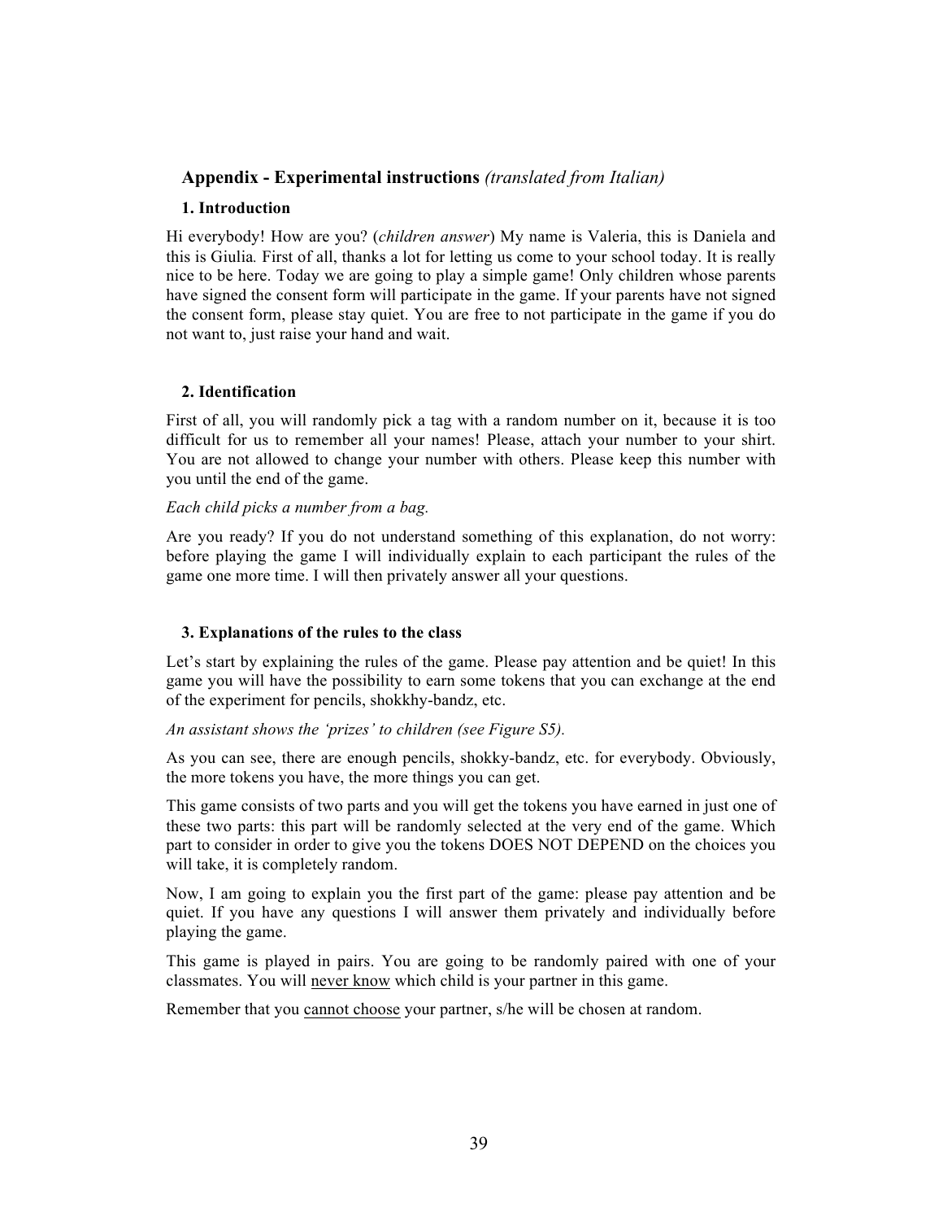## Appendix - Experimental instructions *(translated from Italian)*

### 1. Introduction

Hi everybody! How are you? (*children answer*) My name is Valeria, this is Daniela and this is Giulia*.* First of all, thanks a lot for letting us come to your school today. It is really nice to be here. Today we are going to play a simple game! Only children whose parents have signed the consent form will participate in the game. If your parents have not signed the consent form, please stay quiet. You are free to not participate in the game if you do not want to, just raise your hand and wait.

### 2. Identification

First of all, you will randomly pick a tag with a random number on it, because it is too difficult for us to remember all your names! Please, attach your number to your shirt. You are not allowed to change your number with others. Please keep this number with you until the end of the game.

*Each child picks a number from a bag.*

Are you ready? If you do not understand something of this explanation, do not worry: before playing the game I will individually explain to each participant the rules of the game one more time. I will then privately answer all your questions.

### 3. Explanations of the rules to the class

Let's start by explaining the rules of the game. Please pay attention and be quiet! In this game you will have the possibility to earn some tokens that you can exchange at the end of the experiment for pencils, shokkhy-bandz, etc.

*An assistant shows the 'prizes' to children (see Figure S5).*

As you can see, there are enough pencils, shokky-bandz, etc. for everybody. Obviously, the more tokens you have, the more things you can get.

This game consists of two parts and you will get the tokens you have earned in just one of these two parts: this part will be randomly selected at the very end of the game. Which part to consider in order to give you the tokens DOES NOT DEPEND on the choices you will take, it is completely random.

Now, I am going to explain you the first part of the game: please pay attention and be quiet. If you have any questions I will answer them privately and individually before playing the game.

This game is played in pairs. You are going to be randomly paired with one of your classmates. You will <u>never know</u> which child is your partner in this game.

Remember that you <u>cannot choose</u> your partner, s/he will be chosen at random.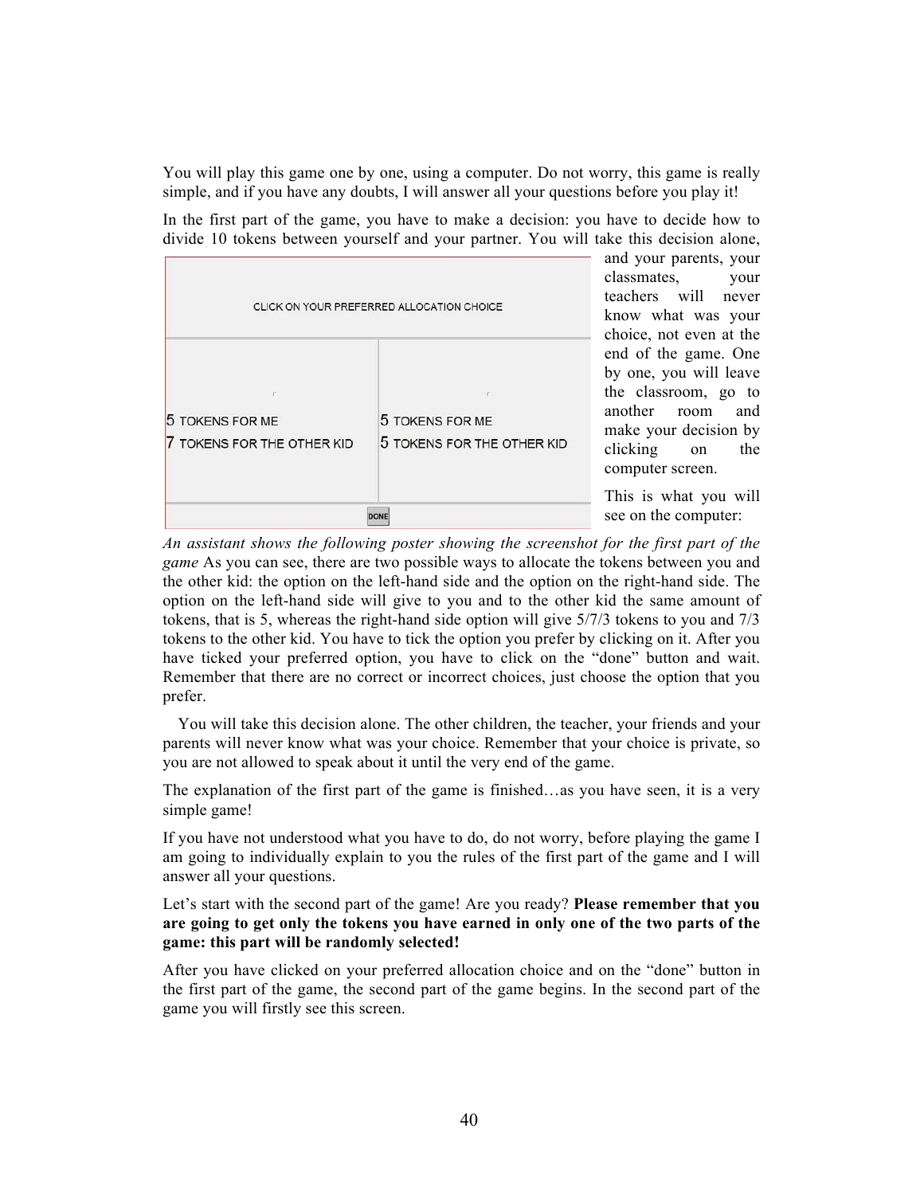You will play this game one by one, using a computer. Do not worry, this game is really simple, and if you have any doubts, I will answer all your questions before you play it!

In the first part of the game, you have to make a decision: you have to decide how to divide 10 tokens between yourself and your partner. You will take this decision alone, and your parents, your classmates, your teachers will never know what was your choice, not even at the end of the game. One by one, you will leave the classroom, go to another room and make your decision by clicking on the computer screen.

This is what you will see on the computer:

| CLICK ON YOUR PREFERRED ALLOCATION CHOICE | |
|---|---|
| 5 TOKENS FOR ME<br>7 TOKENS FOR THE OTHER KID | 5 TOKENS FOR ME<br>5 TOKENS FOR THE OTHER KID |
| DONE | |

*An assistant shows the following poster showing the screenshot for the first part of the game* As you can see, there are two possible ways to allocate the tokens between you and the other kid: the option on the left-hand side and the option on the right-hand side. The option on the left-hand side will give to you and to the other kid the same amount of tokens, that is 5, whereas the right-hand side option will give 5/7/3 tokens to you and 7/3 tokens to the other kid. You have to tick the option you prefer by clicking on it. After you have ticked your preferred option, you have to click on the "done" button and wait. Remember that there are no correct or incorrect choices, just choose the option that you prefer.

You will take this decision alone. The other children, the teacher, your friends and your parents will never know what was your choice. Remember that your choice is private, so you are not allowed to speak about it until the very end of the game.

The explanation of the first part of the game is finished…as you have seen, it is a very simple game!

If you have not understood what you have to do, do not worry, before playing the game I am going to individually explain to you the rules of the first part of the game and I will answer all your questions.

Let's start with the second part of the game! Are you ready? **Please remember that you are going to get only the tokens you have earned in only one of the two parts of the game: this part will be randomly selected!**

After you have clicked on your preferred allocation choice and on the "done" button in the first part of the game, the second part of the game begins. In the second part of the game you will firstly see this screen.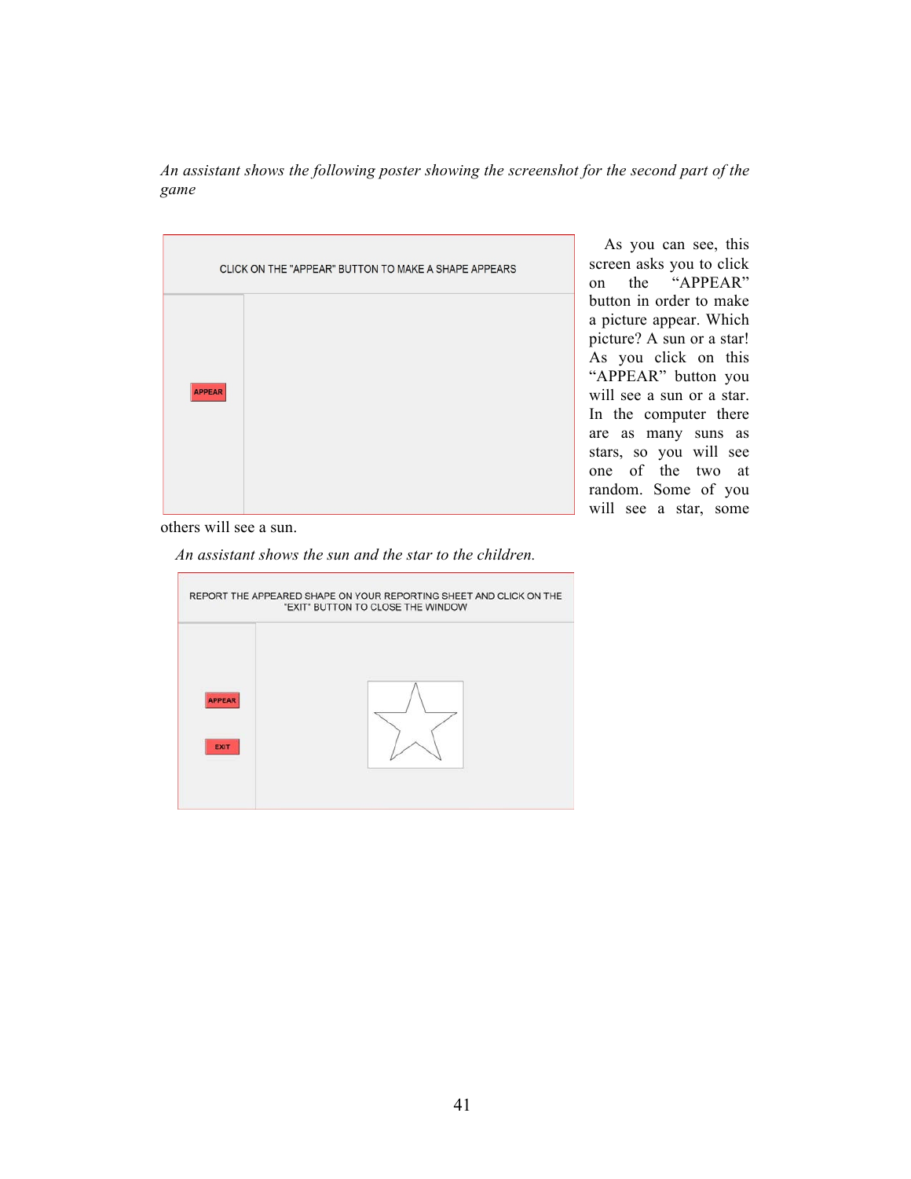*An assistant shows the following poster showing the screenshot for the second part of the game*

CLICK ON THE "APPEAR" BUTTON TO MAKE A SHAPE APPEARS

APPEAR

As you can see, this screen asks you to click on the "APPEAR" button in order to make a picture appear. Which picture? A sun or a star! As you click on this "APPEAR" button you will see a sun or a star. In the computer there are as many suns as stars, so you will see one of the two at random. Some of you will see a star, some others will see a sun.

*An assistant shows the sun and the star to the children.*

REPORT THE APPEARED SHAPE ON YOUR REPORTING SHEET AND CLICK ON THE "EXIT" BUTTON TO CLOSE THE WINDOW

APPEAR

EXIT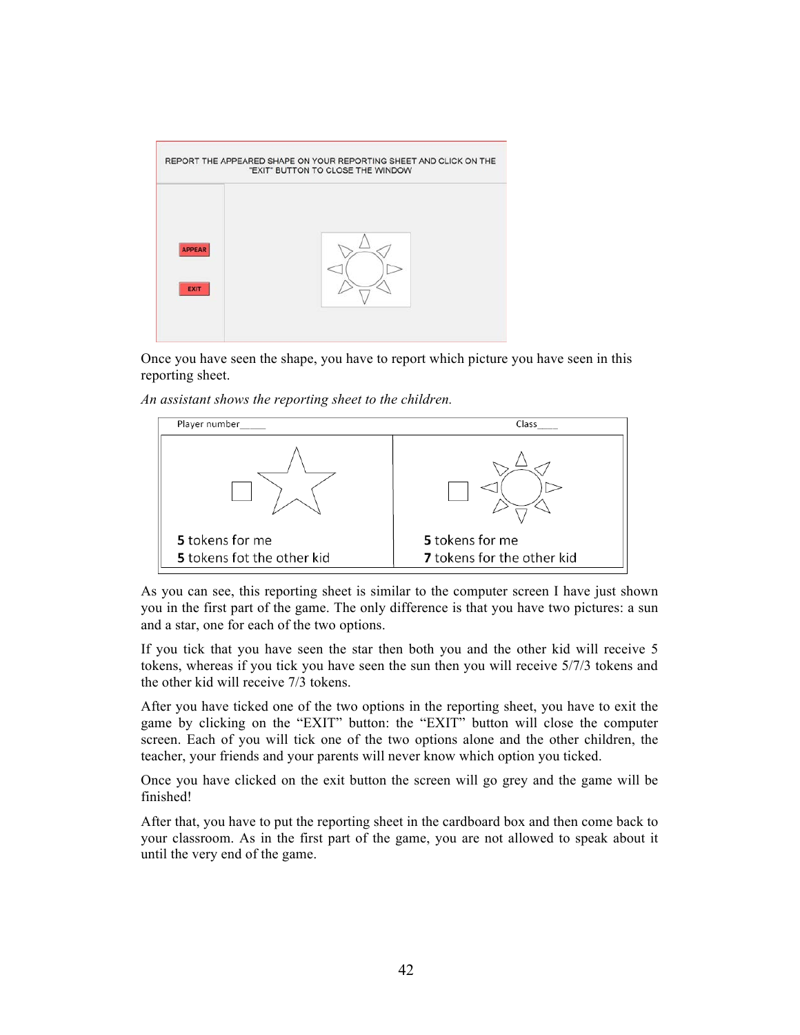REPORT THE APPEARED SHAPE ON YOUR REPORTING SHEET AND CLICK ON THE "EXIT" BUTTON TO CLOSE THE WINDOW

APPEAR

EXIT

Once you have seen the shape, you have to report which picture you have seen in this reporting sheet.

*An assistant shows the reporting sheet to the children.*

| Player number_____ | Class____ |
|---|---|
| **5** tokens for me<br>**5** tokens fot the other kid | **5** tokens for me<br>**7** tokens for the other kid |

As you can see, this reporting sheet is similar to the computer screen I have just shown you in the first part of the game. The only difference is that you have two pictures: a sun and a star, one for each of the two options.

If you tick that you have seen the star then both you and the other kid will receive 5 tokens, whereas if you tick you have seen the sun then you will receive 5/7/3 tokens and the other kid will receive 7/3 tokens.

After you have ticked one of the two options in the reporting sheet, you have to exit the game by clicking on the "EXIT" button: the "EXIT" button will close the computer screen. Each of you will tick one of the two options alone and the other children, the teacher, your friends and your parents will never know which option you ticked.

Once you have clicked on the exit button the screen will go grey and the game will be finished!

After that, you have to put the reporting sheet in the cardboard box and then come back to your classroom. As in the first part of the game, you are not allowed to speak about it until the very end of the game.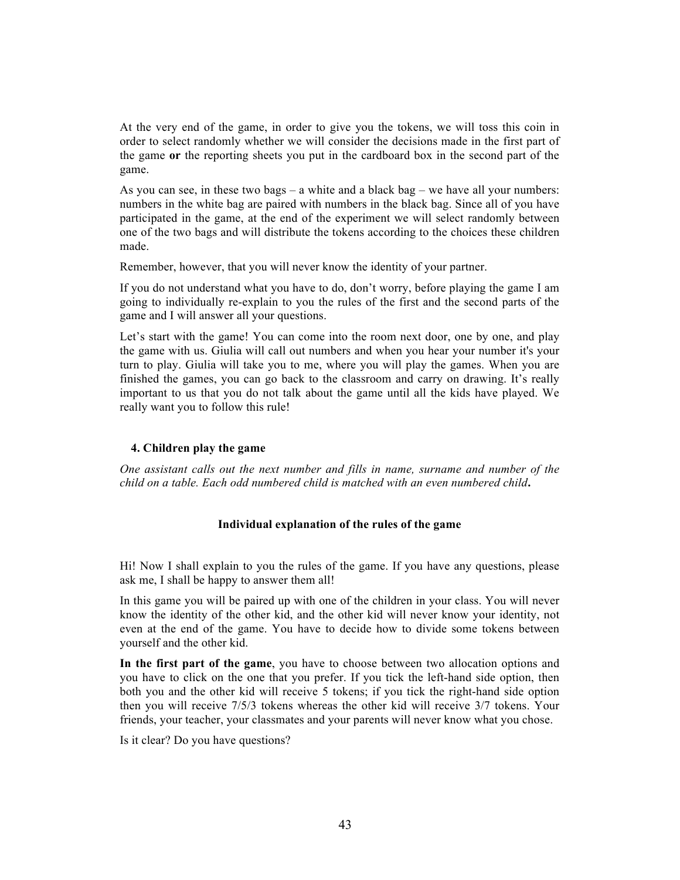At the very end of the game, in order to give you the tokens, we will toss this coin in order to select randomly whether we will consider the decisions made in the first part of the game **or** the reporting sheets you put in the cardboard box in the second part of the game.

As you can see, in these two bags – a white and a black bag – we have all your numbers: numbers in the white bag are paired with numbers in the black bag. Since all of you have participated in the game, at the end of the experiment we will select randomly between one of the two bags and will distribute the tokens according to the choices these children made.

Remember, however, that you will never know the identity of your partner.

If you do not understand what you have to do, don't worry, before playing the game I am going to individually re-explain to you the rules of the first and the second parts of the game and I will answer all your questions.

Let's start with the game! You can come into the room next door, one by one, and play the game with us. Giulia will call out numbers and when you hear your number it's your turn to play. Giulia will take you to me, where you will play the games. When you are finished the games, you can go back to the classroom and carry on drawing. It's really important to us that you do not talk about the game until all the kids have played. We really want you to follow this rule!

### 4. Children play the game

*One assistant calls out the next number and fills in name, surname and number of the child on a table. Each odd numbered child is matched with an even numbered child.*

#### Individual explanation of the rules of the game

Hi! Now I shall explain to you the rules of the game. If you have any questions, please ask me, I shall be happy to answer them all!

In this game you will be paired up with one of the children in your class. You will never know the identity of the other kid, and the other kid will never know your identity, not even at the end of the game. You have to decide how to divide some tokens between yourself and the other kid.

**In the first part of the game**, you have to choose between two allocation options and you have to click on the one that you prefer. If you tick the left-hand side option, then both you and the other kid will receive 5 tokens; if you tick the right-hand side option then you will receive 7/5/3 tokens whereas the other kid will receive 3/7 tokens. Your friends, your teacher, your classmates and your parents will never know what you chose.

Is it clear? Do you have questions?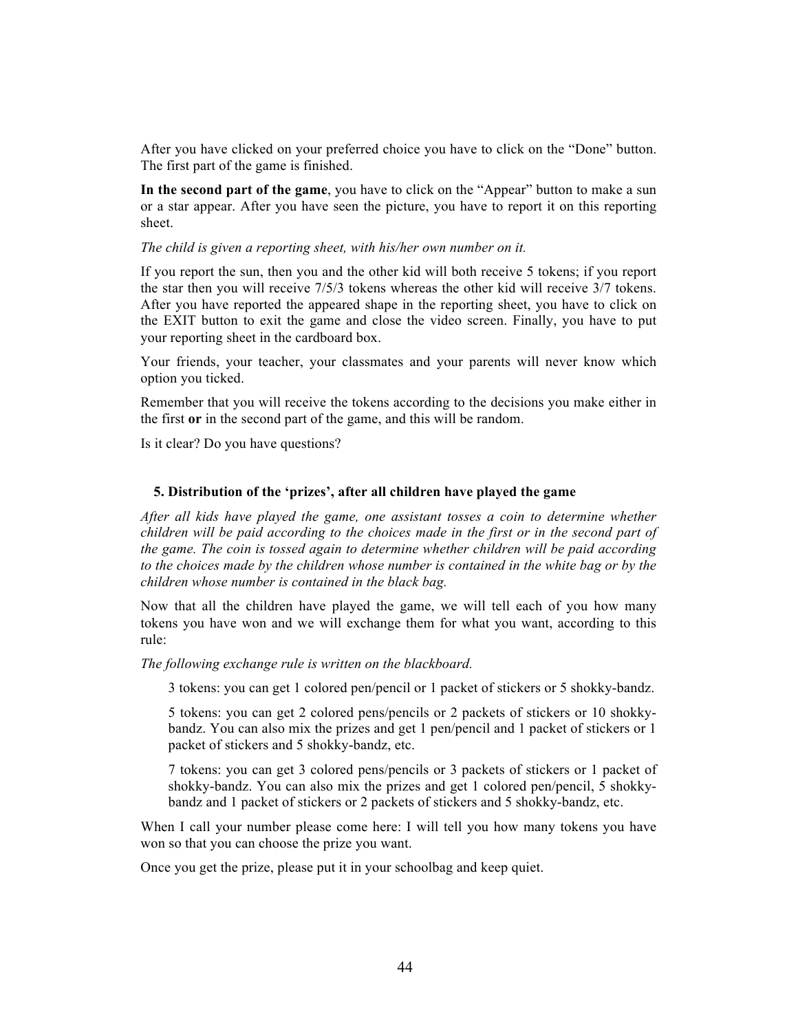After you have clicked on your preferred choice you have to click on the "Done" button. The first part of the game is finished.

**In the second part of the game**, you have to click on the "Appear" button to make a sun or a star appear. After you have seen the picture, you have to report it on this reporting sheet.

*The child is given a reporting sheet, with his/her own number on it.*

If you report the sun, then you and the other kid will both receive 5 tokens; if you report the star then you will receive 7/5/3 tokens whereas the other kid will receive 3/7 tokens. After you have reported the appeared shape in the reporting sheet, you have to click on the EXIT button to exit the game and close the video screen. Finally, you have to put your reporting sheet in the cardboard box.

Your friends, your teacher, your classmates and your parents will never know which option you ticked.

Remember that you will receive the tokens according to the decisions you make either in the first **or** in the second part of the game, and this will be random.

Is it clear? Do you have questions?

### 5. Distribution of the 'prizes', after all children have played the game

*After all kids have played the game, one assistant tosses a coin to determine whether children will be paid according to the choices made in the first or in the second part of the game. The coin is tossed again to determine whether children will be paid according to the choices made by the children whose number is contained in the white bag or by the children whose number is contained in the black bag.*

Now that all the children have played the game, we will tell each of you how many tokens you have won and we will exchange them for what you want, according to this rule:

*The following exchange rule is written on the blackboard.*

> 3 tokens: you can get 1 colored pen/pencil or 1 packet of stickers or 5 shokky-bandz.
>
> 5 tokens: you can get 2 colored pens/pencils or 2 packets of stickers or 10 shokky-bandz. You can also mix the prizes and get 1 pen/pencil and 1 packet of stickers or 1 packet of stickers and 5 shokky-bandz, etc.
>
> 7 tokens: you can get 3 colored pens/pencils or 3 packets of stickers or 1 packet of shokky-bandz. You can also mix the prizes and get 1 colored pen/pencil, 5 shokky-bandz and 1 packet of stickers or 2 packets of stickers and 5 shokky-bandz, etc.

When I call your number please come here: I will tell you how many tokens you have won so that you can choose the prize you want.

Once you get the prize, please put it in your schoolbag and keep quiet.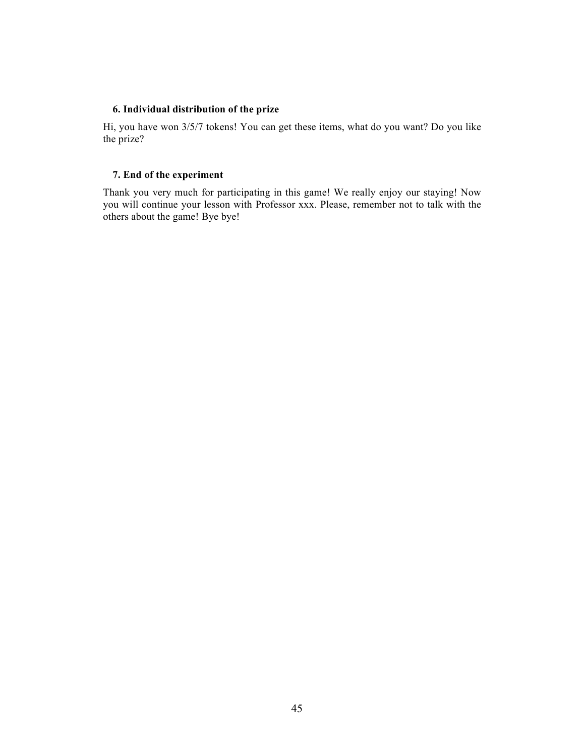### 6. Individual distribution of the prize

Hi, you have won 3/5/7 tokens! You can get these items, what do you want? Do you like the prize?

### 7. End of the experiment

Thank you very much for participating in this game! We really enjoy our staying! Now you will continue your lesson with Professor xxx. Please, remember not to talk with the others about the game! Bye bye!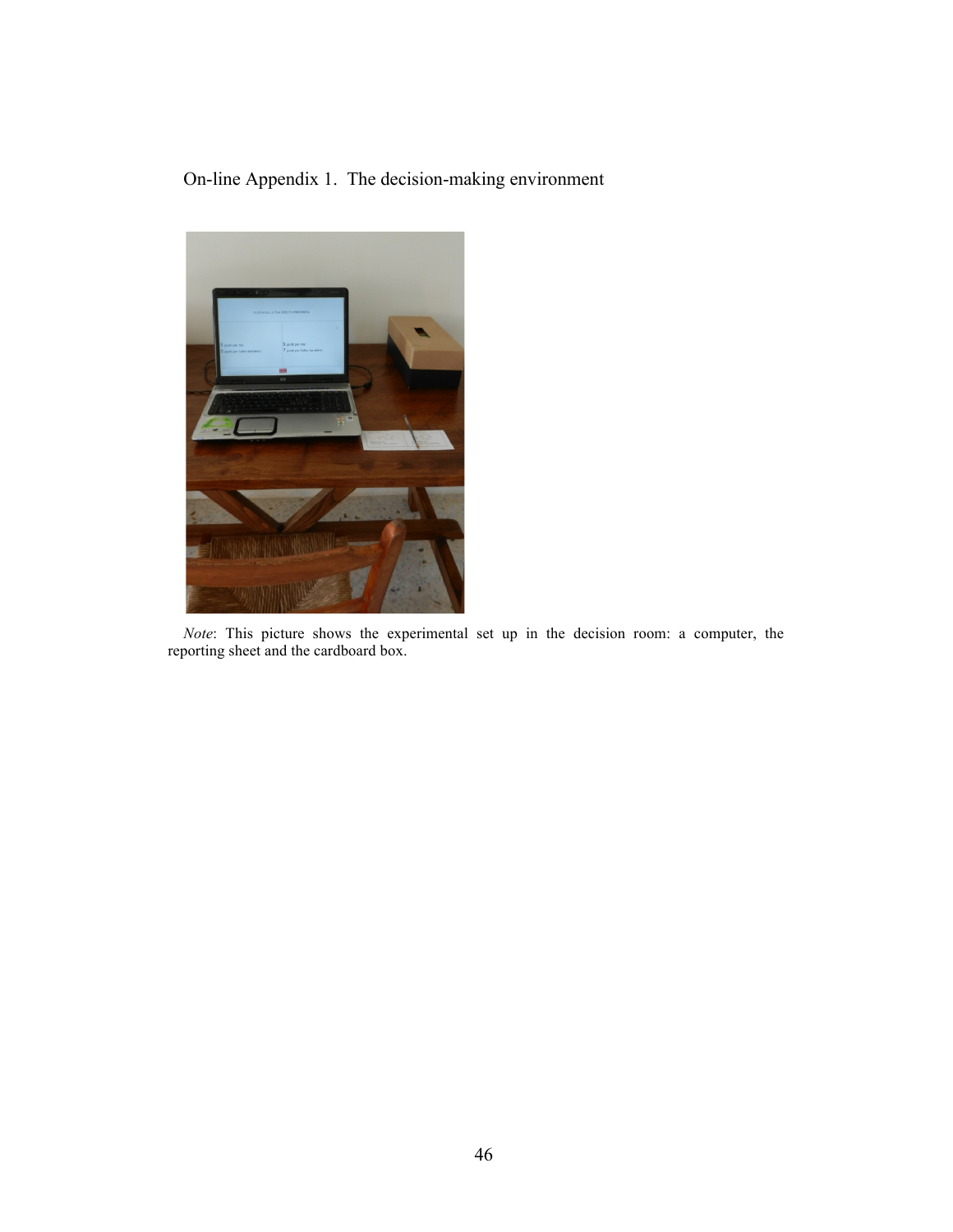On-line Appendix 1. The decision-making environment

*Note*: This picture shows the experimental set up in the decision room: a computer, the reporting sheet and the cardboard box.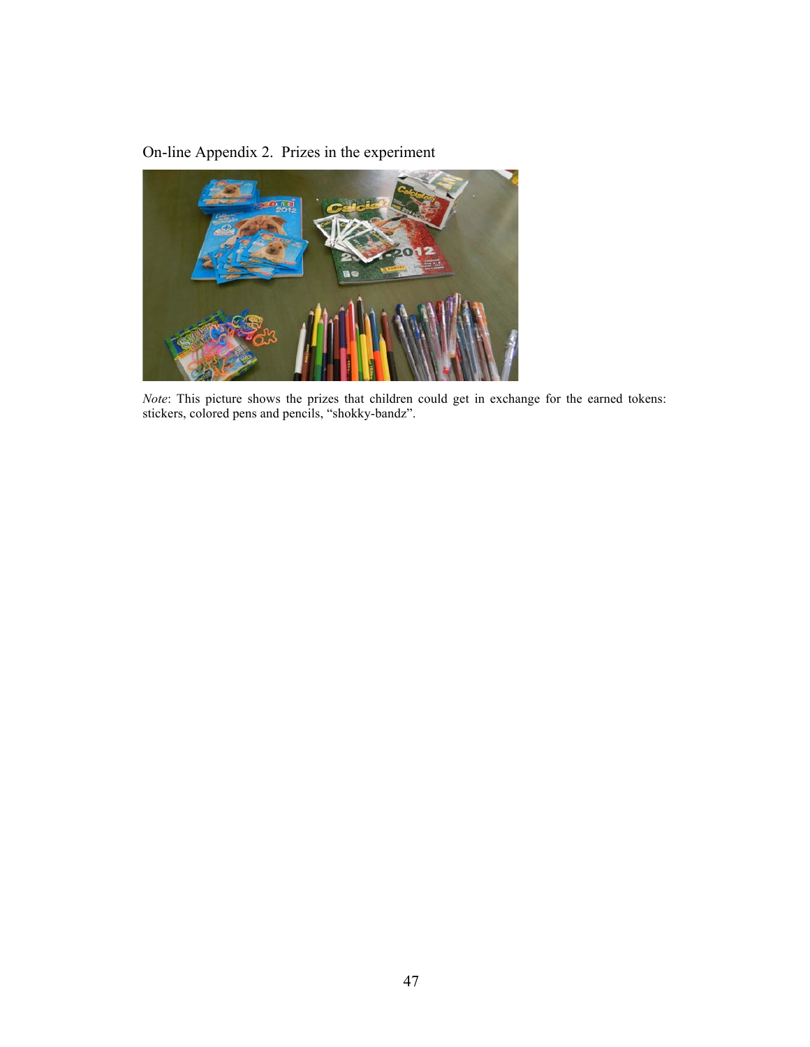On-line Appendix 2. Prizes in the experiment

*Note*: This picture shows the prizes that children could get in exchange for the earned tokens: stickers, colored pens and pencils, “shokky-bandz”.